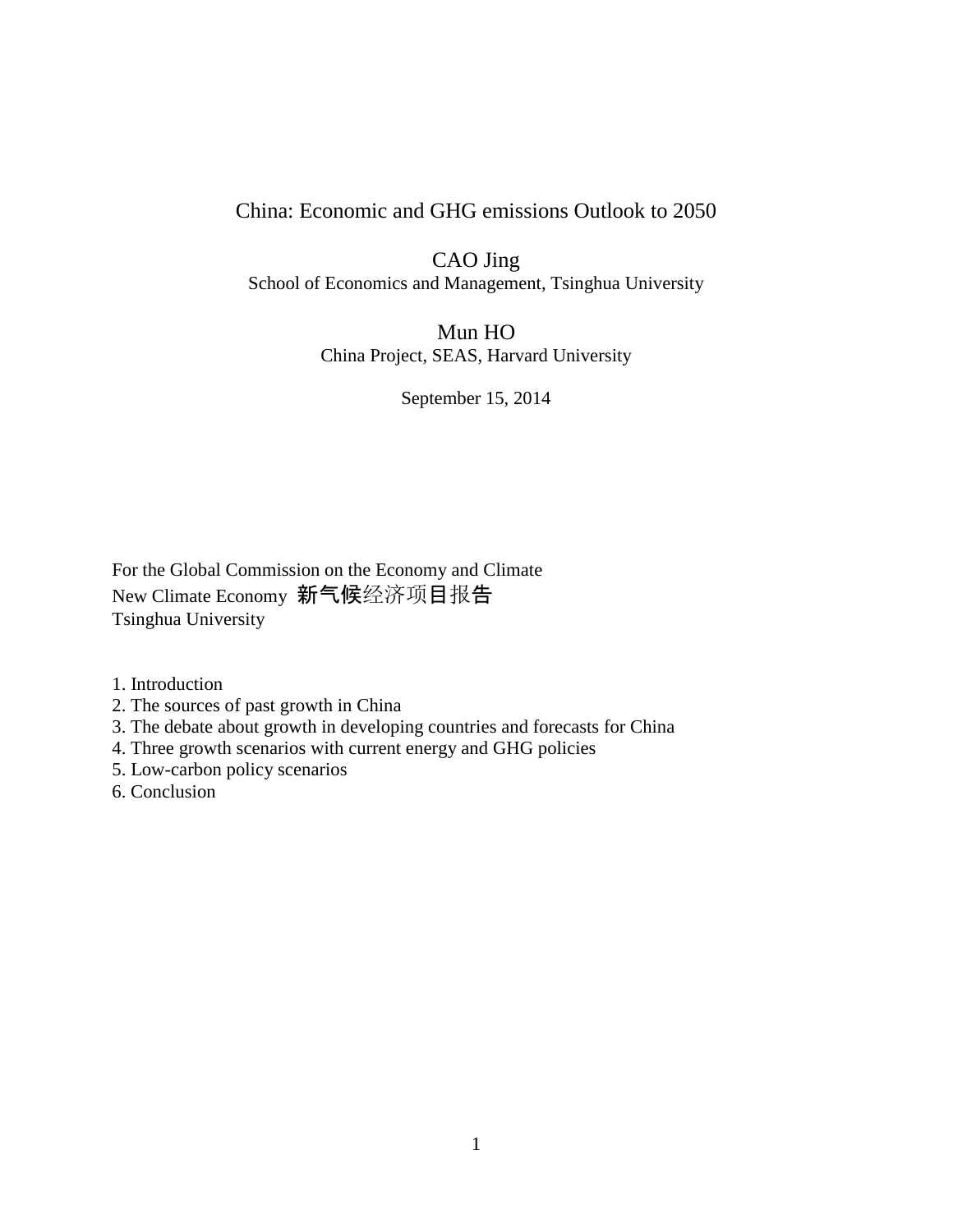# China: Economic and GHG emissions Outlook to 2050

CAO Jing
School of Economics and Management, Tsinghua University

Mun HO
China Project, SEAS, Harvard University

September 15, 2014

For the Global Commission on the Economy and Climate
New Climate Economy 新气候经济项目报告
Tsinghua University

1. Introduction
2. The sources of past growth in China
3. The debate about growth in developing countries and forecasts for China
4. Three growth scenarios with current energy and GHG policies
5. Low-carbon policy scenarios
6. Conclusion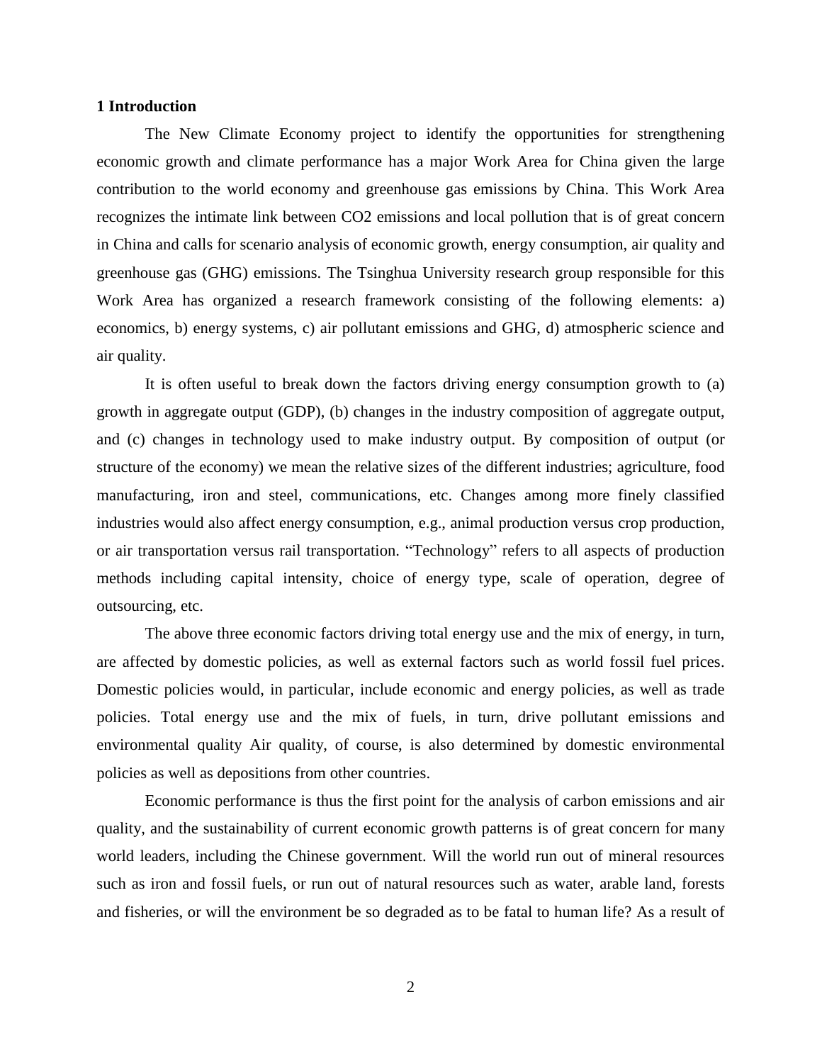## 1 Introduction

The New Climate Economy project to identify the opportunities for strengthening economic growth and climate performance has a major Work Area for China given the large contribution to the world economy and greenhouse gas emissions by China. This Work Area recognizes the intimate link between CO2 emissions and local pollution that is of great concern in China and calls for scenario analysis of economic growth, energy consumption, air quality and greenhouse gas (GHG) emissions. The Tsinghua University research group responsible for this Work Area has organized a research framework consisting of the following elements: a) economics, b) energy systems, c) air pollutant emissions and GHG, d) atmospheric science and air quality.

It is often useful to break down the factors driving energy consumption growth to (a) growth in aggregate output (GDP), (b) changes in the industry composition of aggregate output, and (c) changes in technology used to make industry output. By composition of output (or structure of the economy) we mean the relative sizes of the different industries; agriculture, food manufacturing, iron and steel, communications, etc. Changes among more finely classified industries would also affect energy consumption, e.g., animal production versus crop production, or air transportation versus rail transportation. "Technology" refers to all aspects of production methods including capital intensity, choice of energy type, scale of operation, degree of outsourcing, etc.

The above three economic factors driving total energy use and the mix of energy, in turn, are affected by domestic policies, as well as external factors such as world fossil fuel prices. Domestic policies would, in particular, include economic and energy policies, as well as trade policies. Total energy use and the mix of fuels, in turn, drive pollutant emissions and environmental quality Air quality, of course, is also determined by domestic environmental policies as well as depositions from other countries.

Economic performance is thus the first point for the analysis of carbon emissions and air quality, and the sustainability of current economic growth patterns is of great concern for many world leaders, including the Chinese government. Will the world run out of mineral resources such as iron and fossil fuels, or run out of natural resources such as water, arable land, forests and fisheries, or will the environment be so degraded as to be fatal to human life? As a result of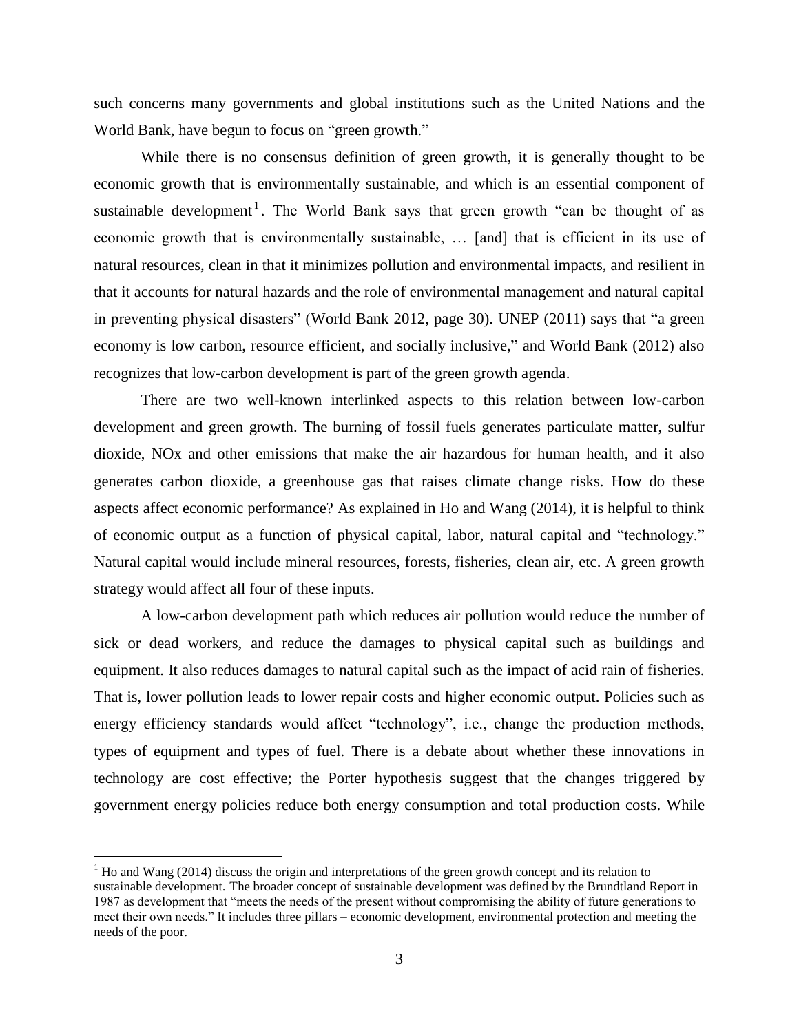such concerns many governments and global institutions such as the United Nations and the World Bank, have begun to focus on "green growth."

While there is no consensus definition of green growth, it is generally thought to be economic growth that is environmentally sustainable, and which is an essential component of sustainable development[1]. The World Bank says that green growth "can be thought of as economic growth that is environmentally sustainable, … [and] that is efficient in its use of natural resources, clean in that it minimizes pollution and environmental impacts, and resilient in that it accounts for natural hazards and the role of environmental management and natural capital in preventing physical disasters" (World Bank 2012, page 30). UNEP (2011) says that "a green economy is low carbon, resource efficient, and socially inclusive," and World Bank (2012) also recognizes that low-carbon development is part of the green growth agenda.

There are two well-known interlinked aspects to this relation between low-carbon development and green growth. The burning of fossil fuels generates particulate matter, sulfur dioxide, NOx and other emissions that make the air hazardous for human health, and it also generates carbon dioxide, a greenhouse gas that raises climate change risks. How do these aspects affect economic performance? As explained in Ho and Wang (2014), it is helpful to think of economic output as a function of physical capital, labor, natural capital and "technology." Natural capital would include mineral resources, forests, fisheries, clean air, etc. A green growth strategy would affect all four of these inputs.

A low-carbon development path which reduces air pollution would reduce the number of sick or dead workers, and reduce the damages to physical capital such as buildings and equipment. It also reduces damages to natural capital such as the impact of acid rain of fisheries. That is, lower pollution leads to lower repair costs and higher economic output. Policies such as energy efficiency standards would affect "technology", i.e., change the production methods, types of equipment and types of fuel. There is a debate about whether these innovations in technology are cost effective; the Porter hypothesis suggest that the changes triggered by government energy policies reduce both energy consumption and total production costs. While

[1] Ho and Wang (2014) discuss the origin and interpretations of the green growth concept and its relation to sustainable development. The broader concept of sustainable development was defined by the Brundtland Report in 1987 as development that "meets the needs of the present without compromising the ability of future generations to meet their own needs." It includes three pillars – economic development, environmental protection and meeting the needs of the poor.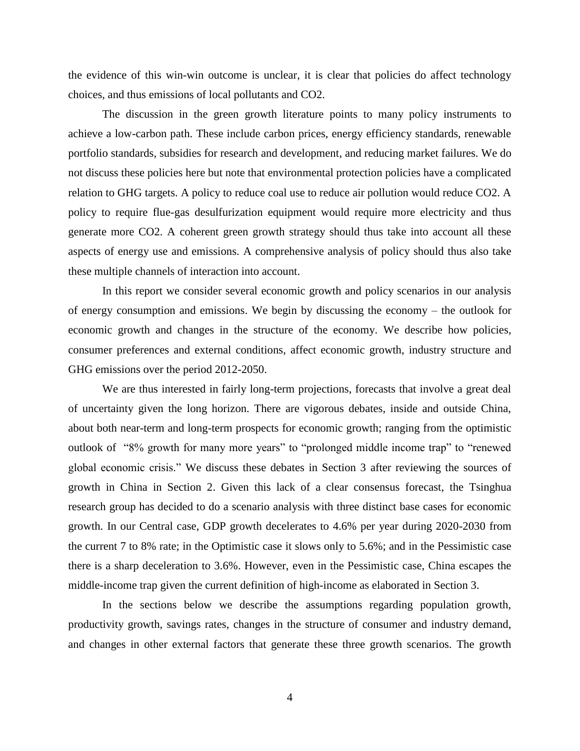the evidence of this win-win outcome is unclear, it is clear that policies do affect technology choices, and thus emissions of local pollutants and $CO_2$.

The discussion in the green growth literature points to many policy instruments to achieve a low-carbon path. These include carbon prices, energy efficiency standards, renewable portfolio standards, subsidies for research and development, and reducing market failures. We do not discuss these policies here but note that environmental protection policies have a complicated relation to GHG targets. A policy to reduce coal use to reduce air pollution would reduce $CO_2$. A policy to require flue-gas desulfurization equipment would require more electricity and thus generate more $CO_2$. A coherent green growth strategy should thus take into account all these aspects of energy use and emissions. A comprehensive analysis of policy should thus also take these multiple channels of interaction into account.

In this report we consider several economic growth and policy scenarios in our analysis of energy consumption and emissions. We begin by discussing the economy – the outlook for economic growth and changes in the structure of the economy. We describe how policies, consumer preferences and external conditions, affect economic growth, industry structure and GHG emissions over the period 2012-2050.

We are thus interested in fairly long-term projections, forecasts that involve a great deal of uncertainty given the long horizon. There are vigorous debates, inside and outside China, about both near-term and long-term prospects for economic growth; ranging from the optimistic outlook of "8% growth for many more years" to "prolonged middle income trap" to "renewed global economic crisis." We discuss these debates in Section 3 after reviewing the sources of growth in China in Section 2. Given this lack of a clear consensus forecast, the Tsinghua research group has decided to do a scenario analysis with three distinct base cases for economic growth. In our Central case, GDP growth decelerates to 4.6% per year during 2020-2030 from the current 7 to 8% rate; in the Optimistic case it slows only to 5.6%; and in the Pessimistic case there is a sharp deceleration to 3.6%. However, even in the Pessimistic case, China escapes the middle-income trap given the current definition of high-income as elaborated in Section 3.

In the sections below we describe the assumptions regarding population growth, productivity growth, savings rates, changes in the structure of consumer and industry demand, and changes in other external factors that generate these three growth scenarios. The growth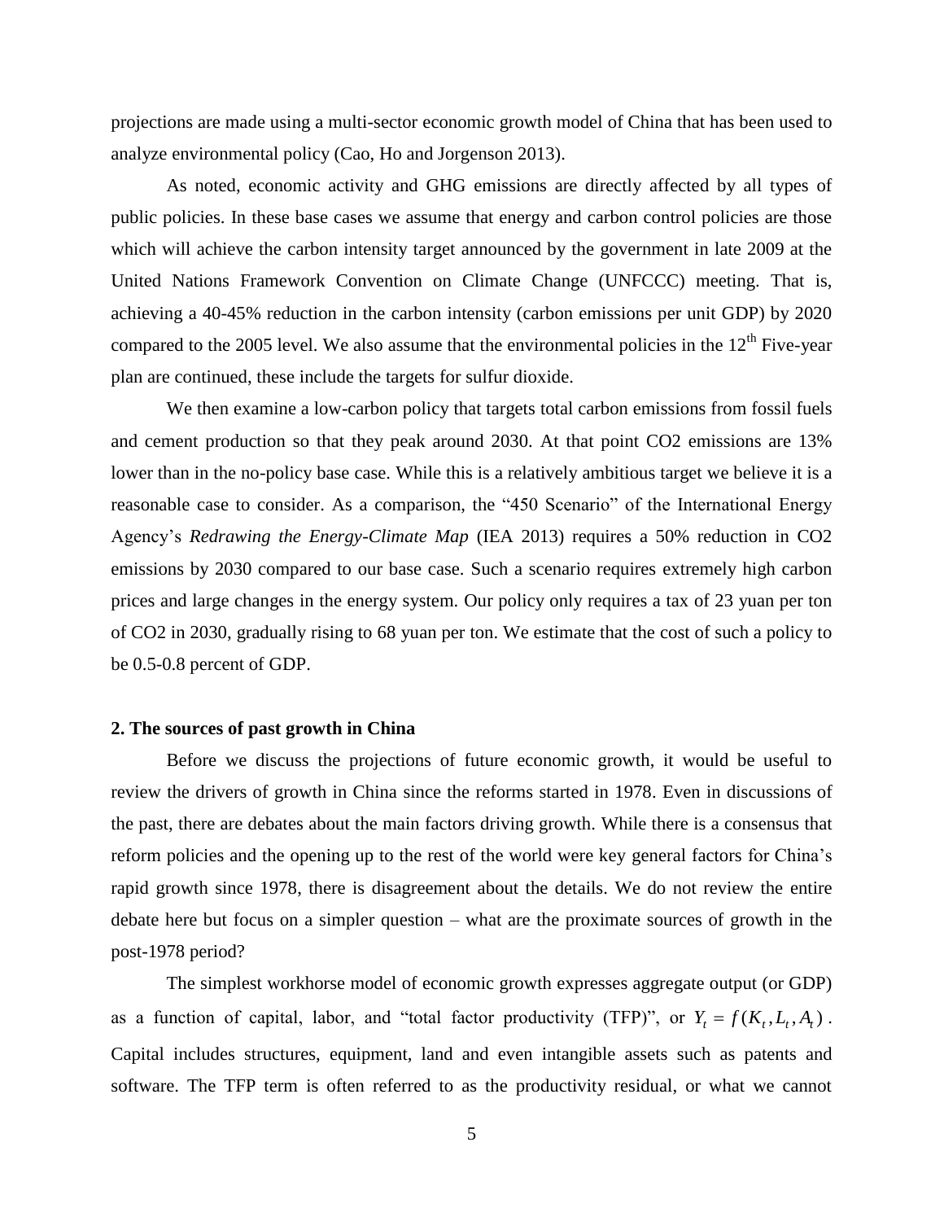projections are made using a multi-sector economic growth model of China that has been used to analyze environmental policy (Cao, Ho and Jorgenson 2013).

As noted, economic activity and GHG emissions are directly affected by all types of public policies. In these base cases we assume that energy and carbon control policies are those which will achieve the carbon intensity target announced by the government in late 2009 at the United Nations Framework Convention on Climate Change (UNFCCC) meeting. That is, achieving a 40-45% reduction in the carbon intensity (carbon emissions per unit GDP) by 2020 compared to the 2005 level. We also assume that the environmental policies in the 12th Five-year plan are continued, these include the targets for sulfur dioxide.

We then examine a low-carbon policy that targets total carbon emissions from fossil fuels and cement production so that they peak around 2030. At that point CO2 emissions are 13% lower than in the no-policy base case. While this is a relatively ambitious target we believe it is a reasonable case to consider. As a comparison, the "450 Scenario" of the International Energy Agency's *Redrawing the Energy-Climate Map* (IEA 2013) requires a 50% reduction in CO2 emissions by 2030 compared to our base case. Such a scenario requires extremely high carbon prices and large changes in the energy system. Our policy only requires a tax of 23 yuan per ton of CO2 in 2030, gradually rising to 68 yuan per ton. We estimate that the cost of such a policy to be 0.5-0.8 percent of GDP.

## 2. The sources of past growth in China

Before we discuss the projections of future economic growth, it would be useful to review the drivers of growth in China since the reforms started in 1978. Even in discussions of the past, there are debates about the main factors driving growth. While there is a consensus that reform policies and the opening up to the rest of the world were key general factors for China's rapid growth since 1978, there is disagreement about the details. We do not review the entire debate here but focus on a simpler question – what are the proximate sources of growth in the post-1978 period?

The simplest workhorse model of economic growth expresses aggregate output (or GDP) as a function of capital, labor, and "total factor productivity (TFP)", or $Y_t = f(K_t, L_t, A_t)$. Capital includes structures, equipment, land and even intangible assets such as patents and software. The TFP term is often referred to as the productivity residual, or what we cannot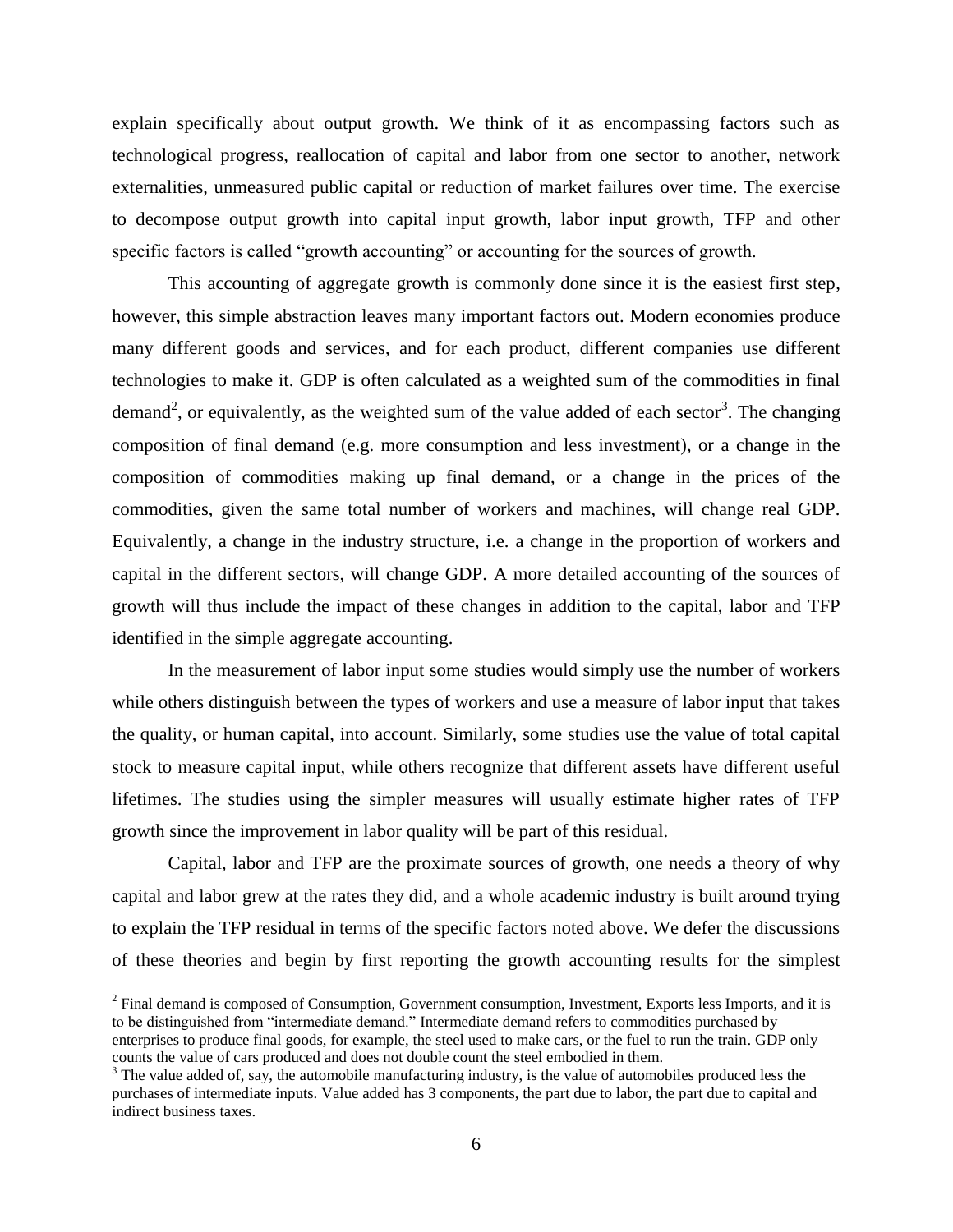explain specifically about output growth. We think of it as encompassing factors such as technological progress, reallocation of capital and labor from one sector to another, network externalities, unmeasured public capital or reduction of market failures over time. The exercise to decompose output growth into capital input growth, labor input growth, TFP and other specific factors is called "growth accounting" or accounting for the sources of growth.

This accounting of aggregate growth is commonly done since it is the easiest first step, however, this simple abstraction leaves many important factors out. Modern economies produce many different goods and services, and for each product, different companies use different technologies to make it. GDP is often calculated as a weighted sum of the commodities in final demand[2], or equivalently, as the weighted sum of the value added of each sector[3]. The changing composition of final demand (e.g. more consumption and less investment), or a change in the composition of commodities making up final demand, or a change in the prices of the commodities, given the same total number of workers and machines, will change real GDP. Equivalently, a change in the industry structure, i.e. a change in the proportion of workers and capital in the different sectors, will change GDP. A more detailed accounting of the sources of growth will thus include the impact of these changes in addition to the capital, labor and TFP identified in the simple aggregate accounting.

In the measurement of labor input some studies would simply use the number of workers while others distinguish between the types of workers and use a measure of labor input that takes the quality, or human capital, into account. Similarly, some studies use the value of total capital stock to measure capital input, while others recognize that different assets have different useful lifetimes. The studies using the simpler measures will usually estimate higher rates of TFP growth since the improvement in labor quality will be part of this residual.

Capital, labor and TFP are the proximate sources of growth, one needs a theory of why capital and labor grew at the rates they did, and a whole academic industry is built around trying to explain the TFP residual in terms of the specific factors noted above. We defer the discussions of these theories and begin by first reporting the growth accounting results for the simplest

[2] Final demand is composed of Consumption, Government consumption, Investment, Exports less Imports, and it is to be distinguished from "intermediate demand." Intermediate demand refers to commodities purchased by enterprises to produce final goods, for example, the steel used to make cars, or the fuel to run the train. GDP only counts the value of cars produced and does not double count the steel embodied in them.

[3] The value added of, say, the automobile manufacturing industry, is the value of automobiles produced less the purchases of intermediate inputs. Value added has 3 components, the part due to labor, the part due to capital and indirect business taxes.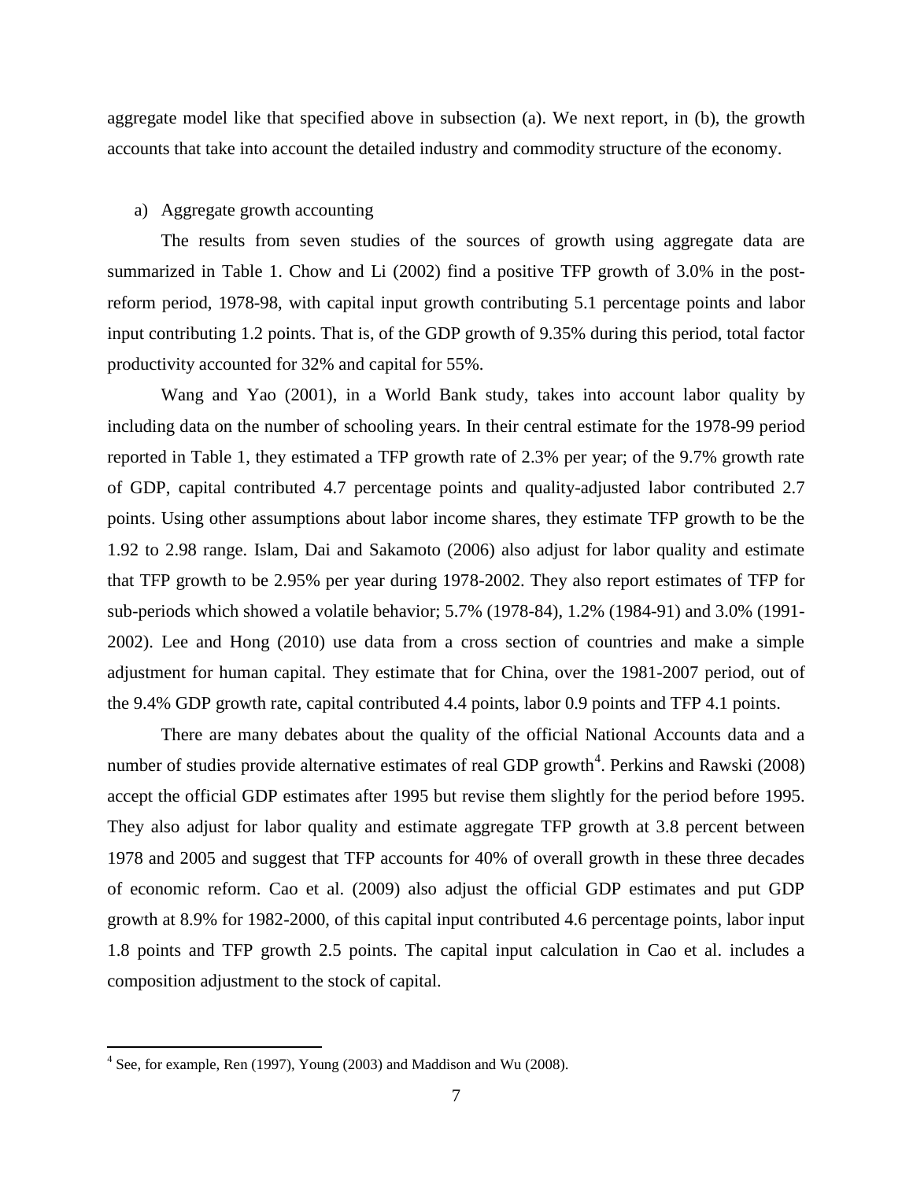aggregate model like that specified above in subsection (a). We next report, in (b), the growth accounts that take into account the detailed industry and commodity structure of the economy.

a) Aggregate growth accounting

The results from seven studies of the sources of growth using aggregate data are summarized in Table 1. Chow and Li (2002) find a positive TFP growth of 3.0% in the post-reform period, 1978-98, with capital input growth contributing 5.1 percentage points and labor input contributing 1.2 points. That is, of the GDP growth of 9.35% during this period, total factor productivity accounted for 32% and capital for 55%.

Wang and Yao (2001), in a World Bank study, takes into account labor quality by including data on the number of schooling years. In their central estimate for the 1978-99 period reported in Table 1, they estimated a TFP growth rate of 2.3% per year; of the 9.7% growth rate of GDP, capital contributed 4.7 percentage points and quality-adjusted labor contributed 2.7 points. Using other assumptions about labor income shares, they estimate TFP growth to be the 1.92 to 2.98 range. Islam, Dai and Sakamoto (2006) also adjust for labor quality and estimate that TFP growth to be 2.95% per year during 1978-2002. They also report estimates of TFP for sub-periods which showed a volatile behavior; 5.7% (1978-84), 1.2% (1984-91) and 3.0% (1991-2002). Lee and Hong (2010) use data from a cross section of countries and make a simple adjustment for human capital. They estimate that for China, over the 1981-2007 period, out of the 9.4% GDP growth rate, capital contributed 4.4 points, labor 0.9 points and TFP 4.1 points.

There are many debates about the quality of the official National Accounts data and a number of studies provide alternative estimates of real GDP growth[4]. Perkins and Rawski (2008) accept the official GDP estimates after 1995 but revise them slightly for the period before 1995. They also adjust for labor quality and estimate aggregate TFP growth at 3.8 percent between 1978 and 2005 and suggest that TFP accounts for 40% of overall growth in these three decades of economic reform. Cao et al. (2009) also adjust the official GDP estimates and put GDP growth at 8.9% for 1982-2000, of this capital input contributed 4.6 percentage points, labor input 1.8 points and TFP growth 2.5 points. The capital input calculation in Cao et al. includes a composition adjustment to the stock of capital.

---

[4] See, for example, Ren (1997), Young (2003) and Maddison and Wu (2008).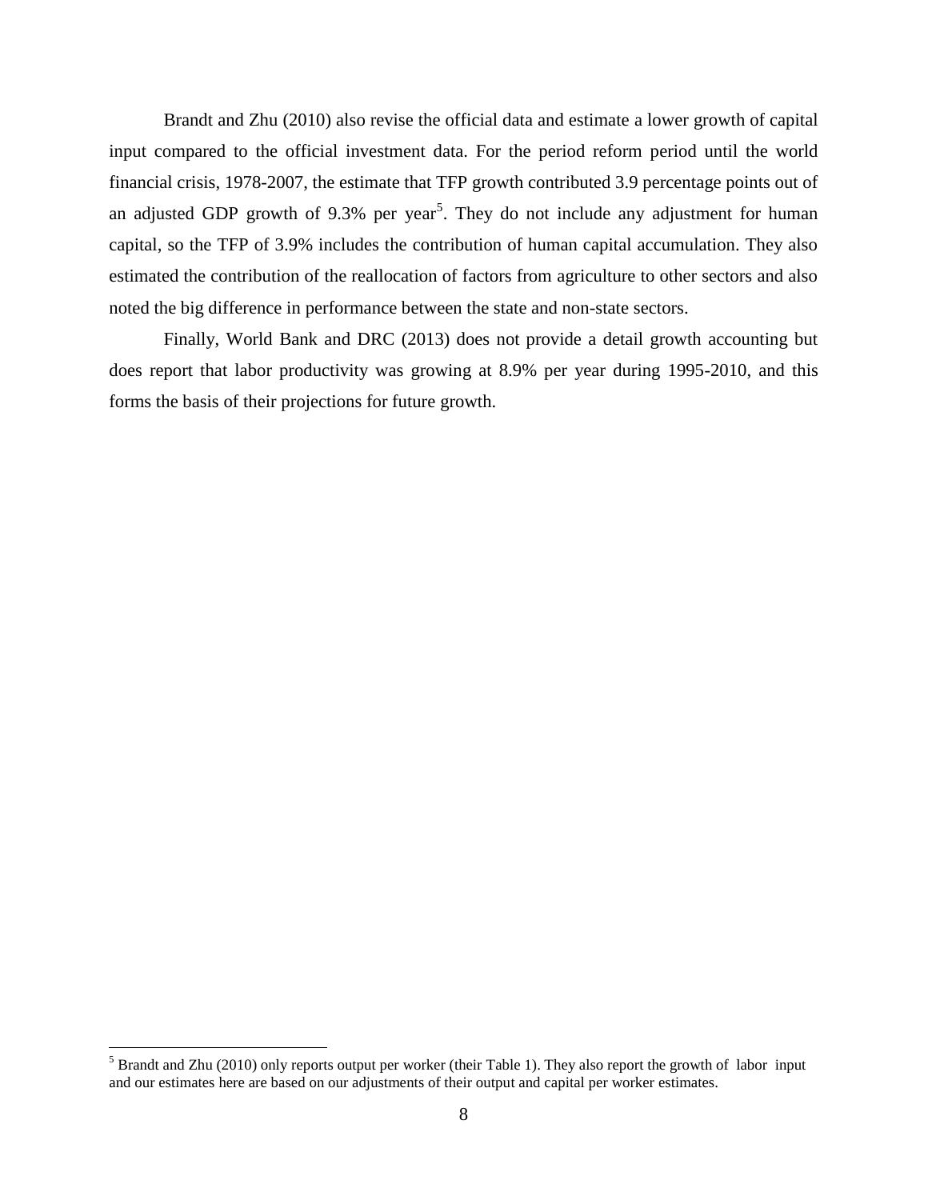Brandt and Zhu (2010) also revise the official data and estimate a lower growth of capital input compared to the official investment data. For the period reform period until the world financial crisis, 1978-2007, the estimate that TFP growth contributed 3.9 percentage points out of an adjusted GDP growth of 9.3% per year[5]. They do not include any adjustment for human capital, so the TFP of 3.9% includes the contribution of human capital accumulation. They also estimated the contribution of the reallocation of factors from agriculture to other sectors and also noted the big difference in performance between the state and non-state sectors.

Finally, World Bank and DRC (2013) does not provide a detail growth accounting but does report that labor productivity was growing at 8.9% per year during 1995-2010, and this forms the basis of their projections for future growth.

---

[5] Brandt and Zhu (2010) only reports output per worker (their Table 1). They also report the growth of labor input and our estimates here are based on our adjustments of their output and capital per worker estimates.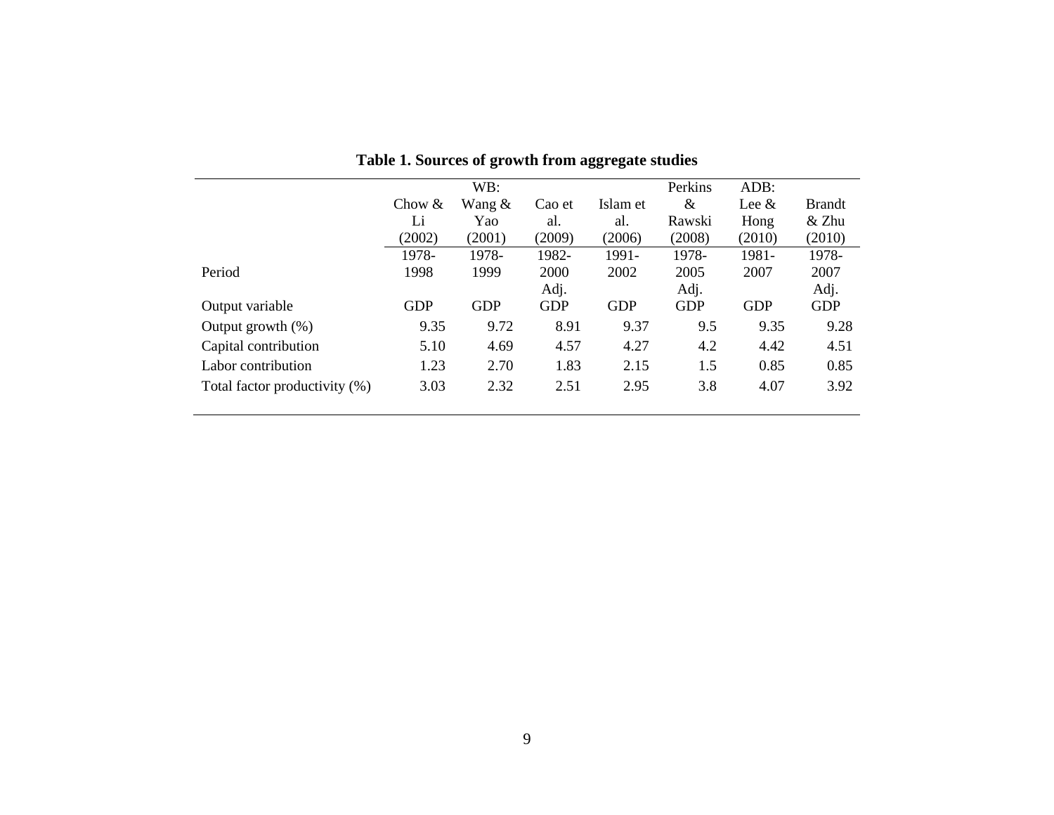**Table 1. Sources of growth from aggregate studies**

| | Chow & Li (2002) | WB: Wang & Yao (2001) | Cao et al. (2009) | Islam et al. (2006) | Perkins & Rawski (2008) | ADB: Lee & Hong (2010) | Brandt & Zhu (2010) |
|---|---|---|---|---|---|---|---|
| Period | 1978-1998 | 1978-1999 | 1982-2000 | 1991-2002 | 1978-2005 | 1981-2007 | 1978-2007 |
| Output variable | GDP | GDP | Adj. GDP | GDP | Adj. GDP | GDP | Adj. GDP |
| Output growth (%) | 9.35 | 9.72 | 8.91 | 9.37 | 9.5 | 9.35 | 9.28 |
| Capital contribution | 5.10 | 4.69 | 4.57 | 4.27 | 4.2 | 4.42 | 4.51 |
| Labor contribution | 1.23 | 2.70 | 1.83 | 2.15 | 1.5 | 0.85 | 0.85 |
| Total factor productivity (%) | 3.03 | 2.32 | 2.51 | 2.95 | 3.8 | 4.07 | 3.92 |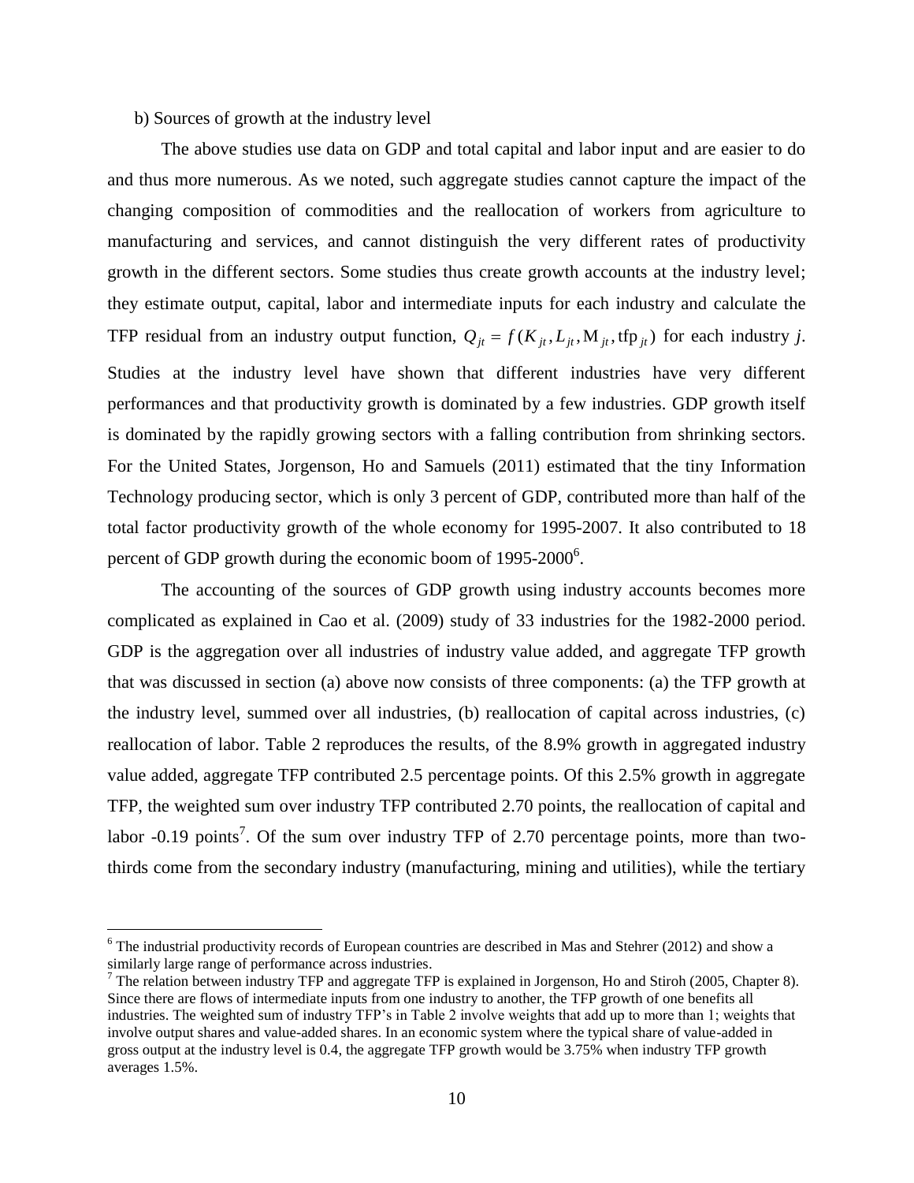b) Sources of growth at the industry level

The above studies use data on GDP and total capital and labor input and are easier to do and thus more numerous. As we noted, such aggregate studies cannot capture the impact of the changing composition of commodities and the reallocation of workers from agriculture to manufacturing and services, and cannot distinguish the very different rates of productivity growth in the different sectors. Some studies thus create growth accounts at the industry level; they estimate output, capital, labor and intermediate inputs for each industry and calculate the TFP residual from an industry output function, $Q_{jt} = f(K_{jt}, L_{jt}, M_{jt}, \text{tfp}_{jt})$ for each industry *j*. Studies at the industry level have shown that different industries have very different performances and that productivity growth is dominated by a few industries. GDP growth itself is dominated by the rapidly growing sectors with a falling contribution from shrinking sectors. For the United States, Jorgenson, Ho and Samuels (2011) estimated that the tiny Information Technology producing sector, which is only 3 percent of GDP, contributed more than half of the total factor productivity growth of the whole economy for 1995-2007. It also contributed to 18 percent of GDP growth during the economic boom of 1995-2000[6].

The accounting of the sources of GDP growth using industry accounts becomes more complicated as explained in Cao et al. (2009) study of 33 industries for the 1982-2000 period. GDP is the aggregation over all industries of industry value added, and aggregate TFP growth that was discussed in section (a) above now consists of three components: (a) the TFP growth at the industry level, summed over all industries, (b) reallocation of capital across industries, (c) reallocation of labor. Table 2 reproduces the results, of the 8.9% growth in aggregated industry value added, aggregate TFP contributed 2.5 percentage points. Of this 2.5% growth in aggregate TFP, the weighted sum over industry TFP contributed 2.70 points, the reallocation of capital and labor -0.19 points[7]. Of the sum over industry TFP of 2.70 percentage points, more than two-thirds come from the secondary industry (manufacturing, mining and utilities), while the tertiary

---

[6] The industrial productivity records of European countries are described in Mas and Stehrer (2012) and show a similarly large range of performance across industries.

[7] The relation between industry TFP and aggregate TFP is explained in Jorgenson, Ho and Stiroh (2005, Chapter 8). Since there are flows of intermediate inputs from one industry to another, the TFP growth of one benefits all industries. The weighted sum of industry TFP's in Table 2 involve weights that add up to more than 1; weights that involve output shares and value-added shares. In an economic system where the typical share of value-added in gross output at the industry level is 0.4, the aggregate TFP growth would be 3.75% when industry TFP growth averages 1.5%.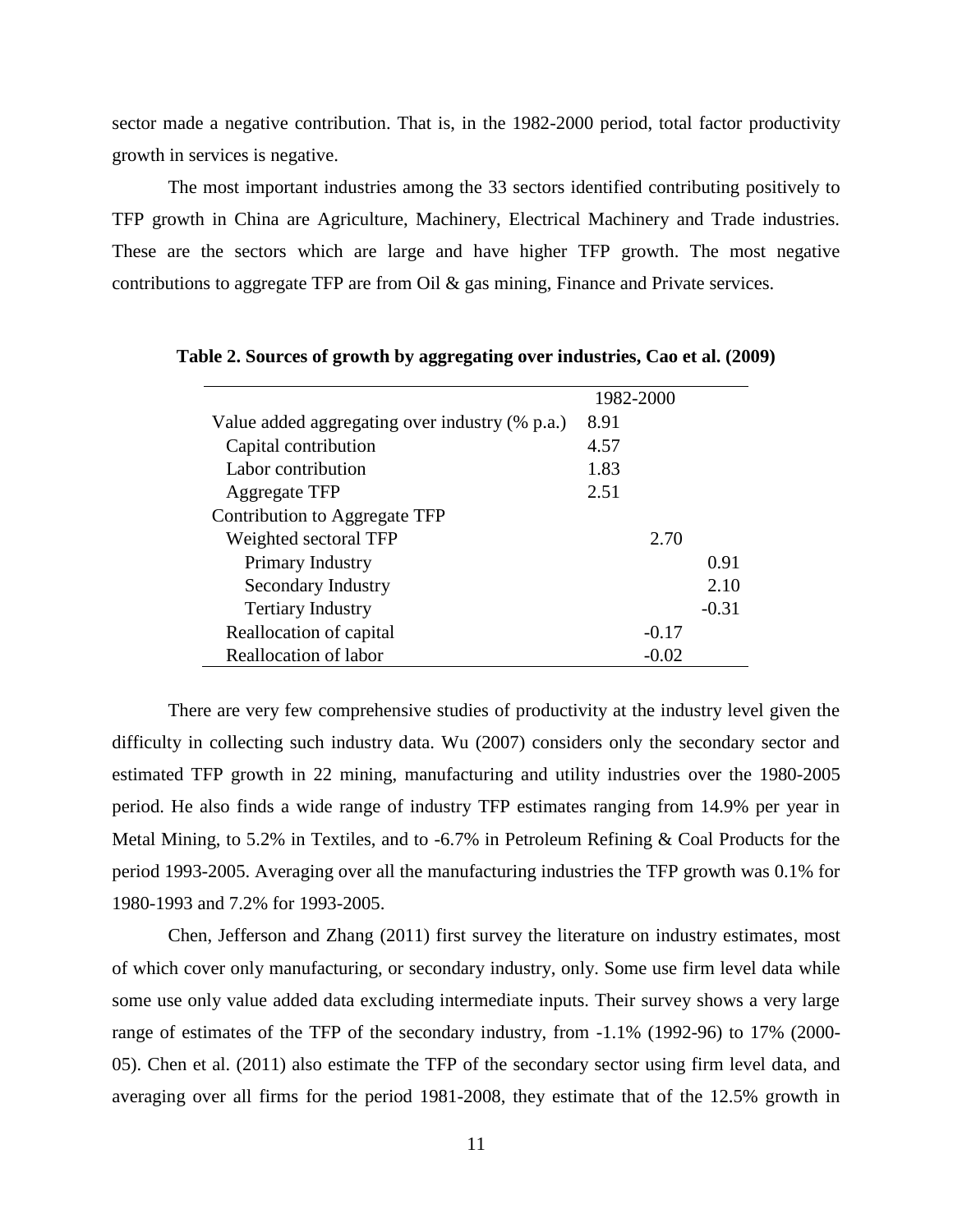sector made a negative contribution. That is, in the 1982-2000 period, total factor productivity growth in services is negative.

The most important industries among the 33 sectors identified contributing positively to TFP growth in China are Agriculture, Machinery, Electrical Machinery and Trade industries. These are the sectors which are large and have higher TFP growth. The most negative contributions to aggregate TFP are from Oil & gas mining, Finance and Private services.

**Table 2. Sources of growth by aggregating over industries, Cao et al. (2009)**

| | 1982-2000 | | |
|---|---|---|---|
| Value added aggregating over industry (% p.a.) | 8.91 | | |
| Capital contribution | 4.57 | | |
| Labor contribution | 1.83 | | |
| Aggregate TFP | 2.51 | | |
| Contribution to Aggregate TFP | | | |
| Weighted sectoral TFP | | 2.70 | |
| Primary Industry | | | 0.91 |
| Secondary Industry | | | 2.10 |
| Tertiary Industry | | | -0.31 |
| Reallocation of capital | | -0.17 | |
| Reallocation of labor | | -0.02 | |

There are very few comprehensive studies of productivity at the industry level given the difficulty in collecting such industry data. Wu (2007) considers only the secondary sector and estimated TFP growth in 22 mining, manufacturing and utility industries over the 1980-2005 period. He also finds a wide range of industry TFP estimates ranging from 14.9% per year in Metal Mining, to 5.2% in Textiles, and to -6.7% in Petroleum Refining & Coal Products for the period 1993-2005. Averaging over all the manufacturing industries the TFP growth was 0.1% for 1980-1993 and 7.2% for 1993-2005.

Chen, Jefferson and Zhang (2011) first survey the literature on industry estimates, most of which cover only manufacturing, or secondary industry, only. Some use firm level data while some use only value added data excluding intermediate inputs. Their survey shows a very large range of estimates of the TFP of the secondary industry, from -1.1% (1992-96) to 17% (2000-05). Chen et al. (2011) also estimate the TFP of the secondary sector using firm level data, and averaging over all firms for the period 1981-2008, they estimate that of the 12.5% growth in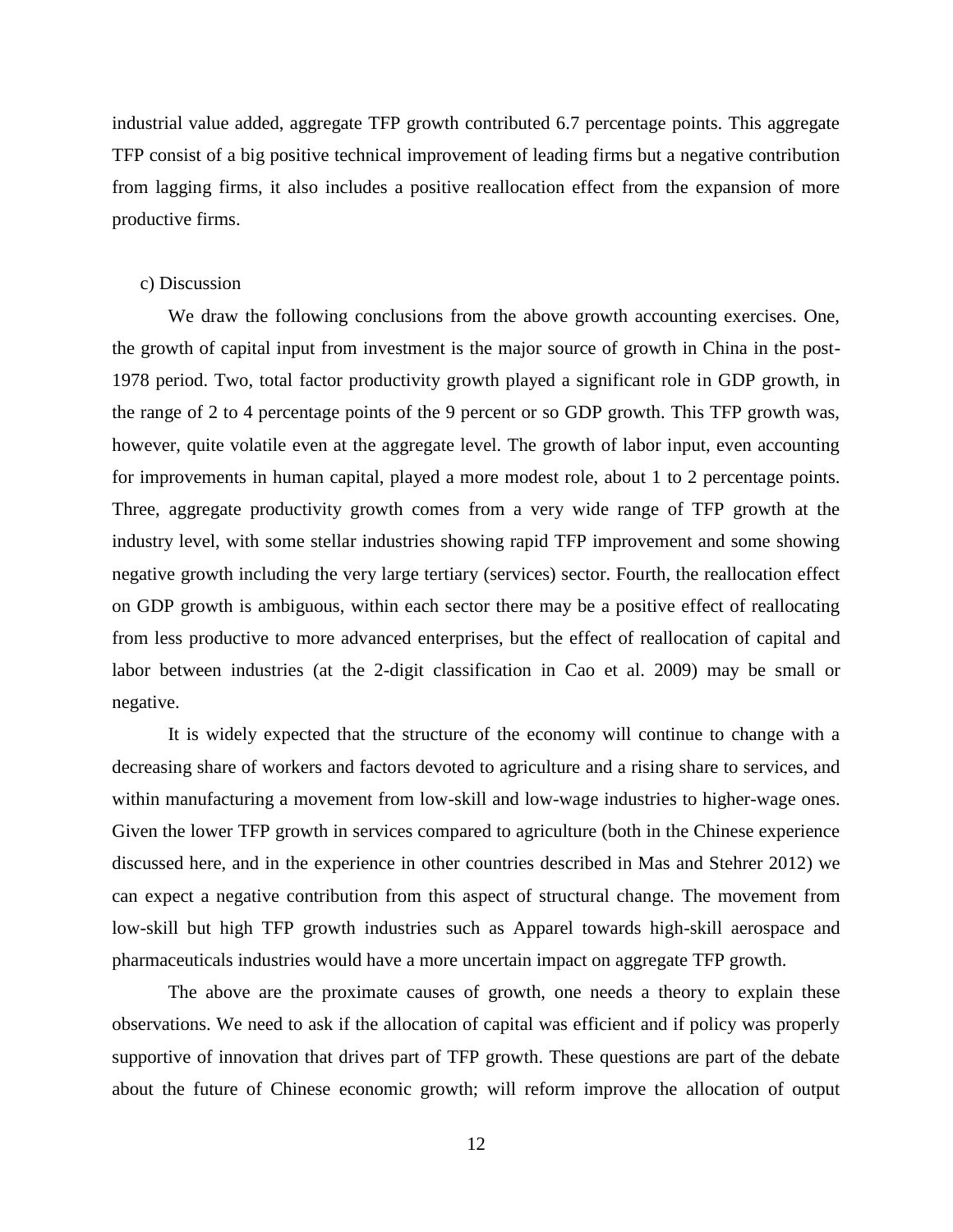industrial value added, aggregate TFP growth contributed 6.7 percentage points. This aggregate TFP consist of a big positive technical improvement of leading firms but a negative contribution from lagging firms, it also includes a positive reallocation effect from the expansion of more productive firms.

c) Discussion

We draw the following conclusions from the above growth accounting exercises. One, the growth of capital input from investment is the major source of growth in China in the post-1978 period. Two, total factor productivity growth played a significant role in GDP growth, in the range of 2 to 4 percentage points of the 9 percent or so GDP growth. This TFP growth was, however, quite volatile even at the aggregate level. The growth of labor input, even accounting for improvements in human capital, played a more modest role, about 1 to 2 percentage points. Three, aggregate productivity growth comes from a very wide range of TFP growth at the industry level, with some stellar industries showing rapid TFP improvement and some showing negative growth including the very large tertiary (services) sector. Fourth, the reallocation effect on GDP growth is ambiguous, within each sector there may be a positive effect of reallocating from less productive to more advanced enterprises, but the effect of reallocation of capital and labor between industries (at the 2-digit classification in Cao et al. 2009) may be small or negative.

It is widely expected that the structure of the economy will continue to change with a decreasing share of workers and factors devoted to agriculture and a rising share to services, and within manufacturing a movement from low-skill and low-wage industries to higher-wage ones. Given the lower TFP growth in services compared to agriculture (both in the Chinese experience discussed here, and in the experience in other countries described in Mas and Stehrer 2012) we can expect a negative contribution from this aspect of structural change. The movement from low-skill but high TFP growth industries such as Apparel towards high-skill aerospace and pharmaceuticals industries would have a more uncertain impact on aggregate TFP growth.

The above are the proximate causes of growth, one needs a theory to explain these observations. We need to ask if the allocation of capital was efficient and if policy was properly supportive of innovation that drives part of TFP growth. These questions are part of the debate about the future of Chinese economic growth; will reform improve the allocation of output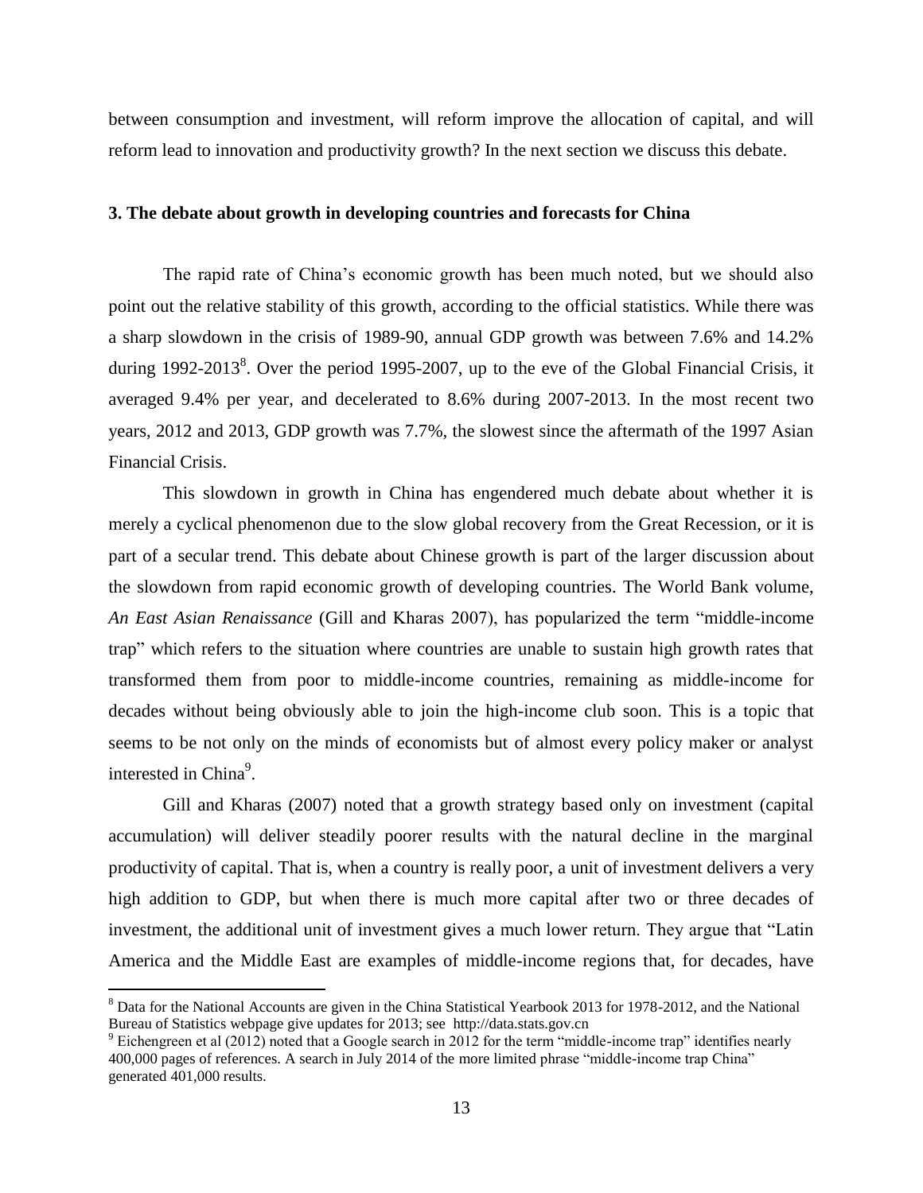between consumption and investment, will reform improve the allocation of capital, and will reform lead to innovation and productivity growth? In the next section we discuss this debate.

### 3. The debate about growth in developing countries and forecasts for China

The rapid rate of China's economic growth has been much noted, but we should also point out the relative stability of this growth, according to the official statistics. While there was a sharp slowdown in the crisis of 1989-90, annual GDP growth was between 7.6% and 14.2% during 1992-2013[8]. Over the period 1995-2007, up to the eve of the Global Financial Crisis, it averaged 9.4% per year, and decelerated to 8.6% during 2007-2013. In the most recent two years, 2012 and 2013, GDP growth was 7.7%, the slowest since the aftermath of the 1997 Asian Financial Crisis.

This slowdown in growth in China has engendered much debate about whether it is merely a cyclical phenomenon due to the slow global recovery from the Great Recession, or it is part of a secular trend. This debate about Chinese growth is part of the larger discussion about the slowdown from rapid economic growth of developing countries. The World Bank volume, *An East Asian Renaissance* (Gill and Kharas 2007), has popularized the term "middle-income trap" which refers to the situation where countries are unable to sustain high growth rates that transformed them from poor to middle-income countries, remaining as middle-income for decades without being obviously able to join the high-income club soon. This is a topic that seems to be not only on the minds of economists but of almost every policy maker or analyst interested in China[9].

Gill and Kharas (2007) noted that a growth strategy based only on investment (capital accumulation) will deliver steadily poorer results with the natural decline in the marginal productivity of capital. That is, when a country is really poor, a unit of investment delivers a very high addition to GDP, but when there is much more capital after two or three decades of investment, the additional unit of investment gives a much lower return. They argue that "Latin America and the Middle East are examples of middle-income regions that, for decades, have

---

[8] Data for the National Accounts are given in the China Statistical Yearbook 2013 for 1978-2012, and the National Bureau of Statistics webpage give updates for 2013; see http://data.stats.gov.cn

[9] Eichengreen et al (2012) noted that a Google search in 2012 for the term "middle-income trap" identifies nearly 400,000 pages of references. A search in July 2014 of the more limited phrase "middle-income trap China" generated 401,000 results.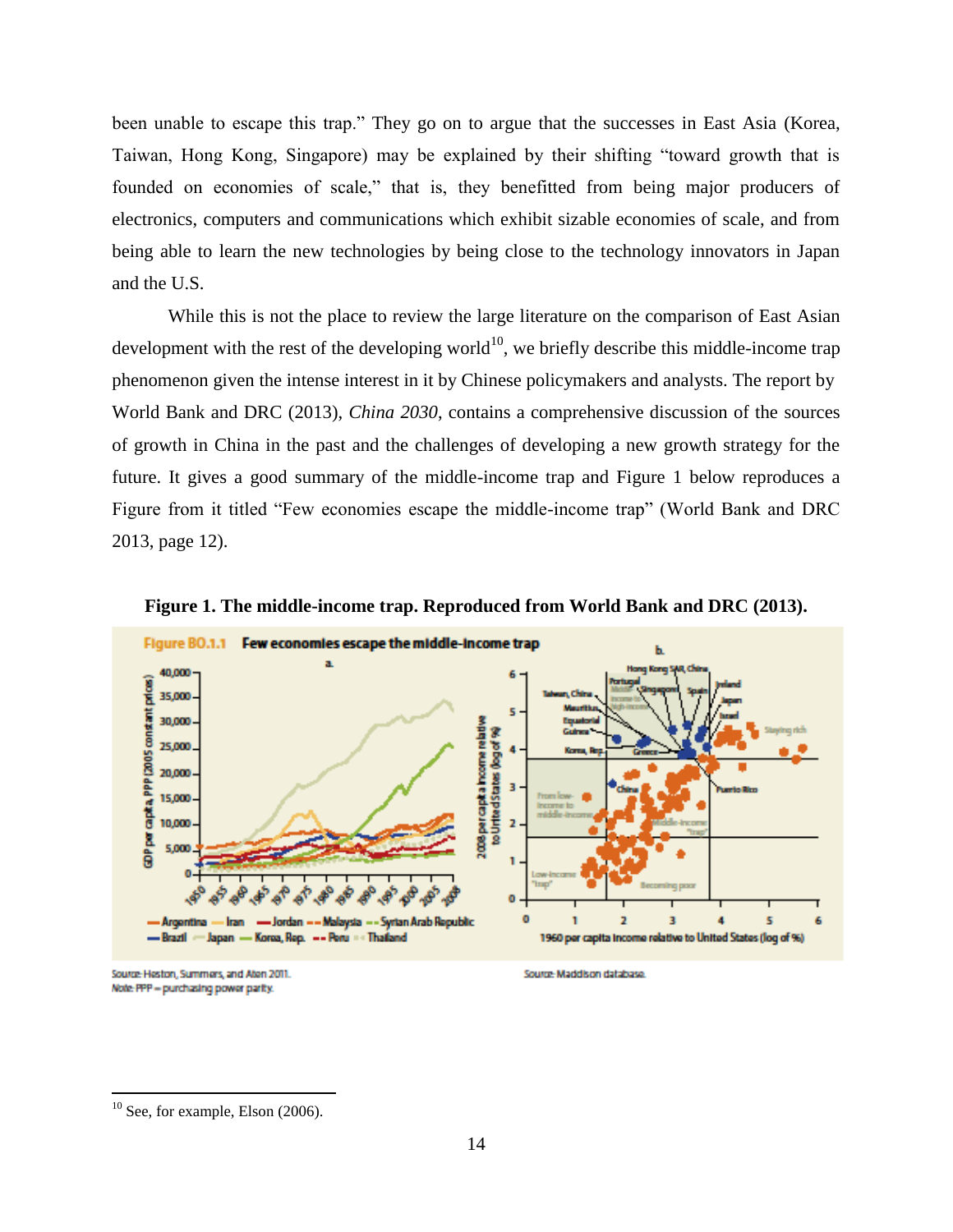been unable to escape this trap." They go on to argue that the successes in East Asia (Korea, Taiwan, Hong Kong, Singapore) may be explained by their shifting "toward growth that is founded on economies of scale," that is, they benefitted from being major producers of electronics, computers and communications which exhibit sizable economies of scale, and from being able to learn the new technologies by being close to the technology innovators in Japan and the U.S.

While this is not the place to review the large literature on the comparison of East Asian development with the rest of the developing world[10], we briefly describe this middle-income trap phenomenon given the intense interest in it by Chinese policymakers and analysts. The report by World Bank and DRC (2013), *China 2030*, contains a comprehensive discussion of the sources of growth in China in the past and the challenges of developing a new growth strategy for the future. It gives a good summary of the middle-income trap and Figure 1 below reproduces a Figure from it titled "Few economies escape the middle-income trap" (World Bank and DRC 2013, page 12).

**Figure 1. The middle-income trap. Reproduced from World Bank and DRC (2013).**

Figure BO.1.1 Few economies escape the middle-income trap

Source: Heston, Summers, and Aten 2011.
Note: PPP = purchasing power parity.

Source: Maddison database.

[10] See, for example, Elson (2006).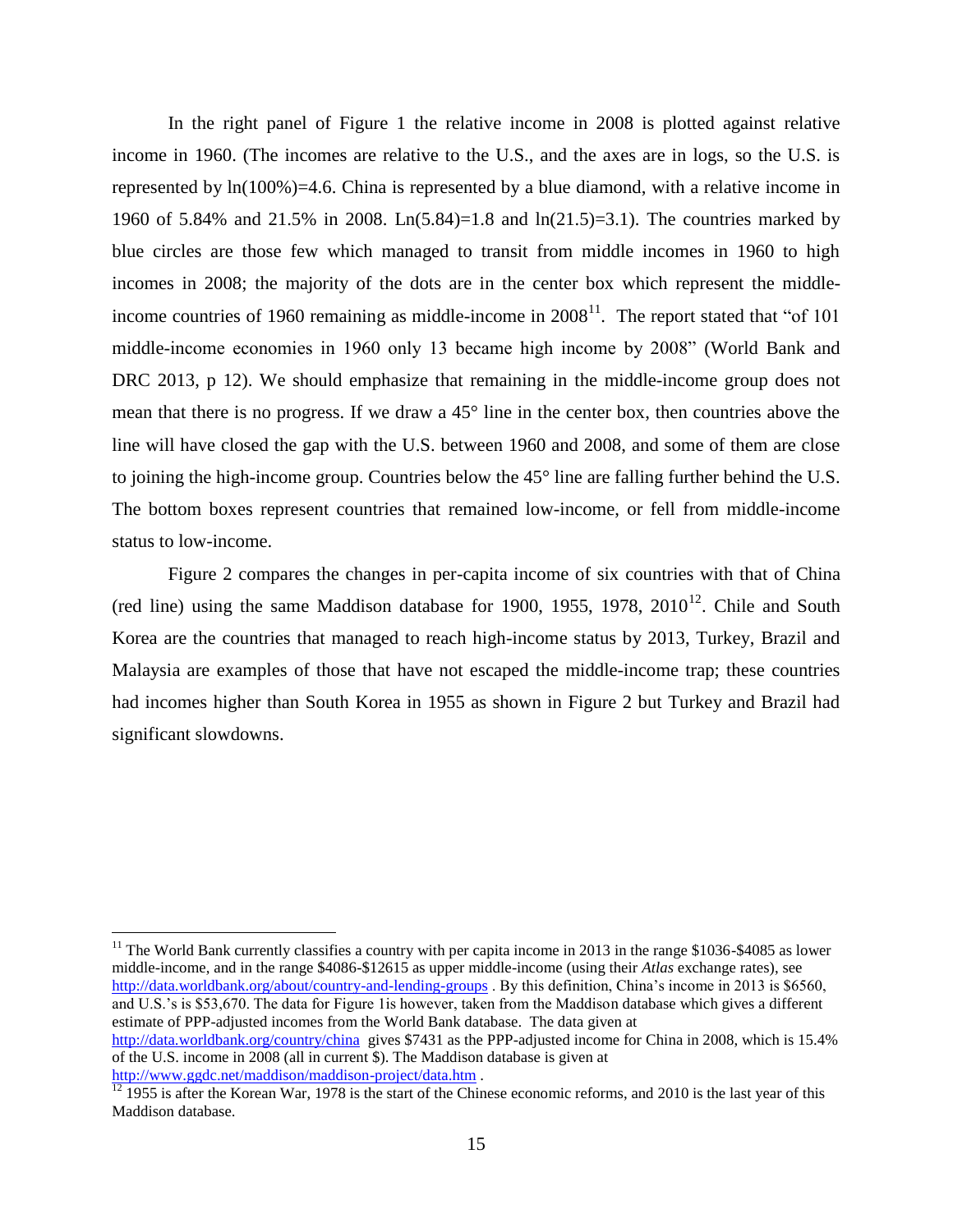In the right panel of Figure 1 the relative income in 2008 is plotted against relative income in 1960. (The incomes are relative to the U.S., and the axes are in logs, so the U.S. is represented by ln(100%)=4.6. China is represented by a blue diamond, with a relative income in 1960 of 5.84% and 21.5% in 2008. Ln(5.84)=1.8 and ln(21.5)=3.1). The countries marked by blue circles are those few which managed to transit from middle incomes in 1960 to high incomes in 2008; the majority of the dots are in the center box which represent the middle-income countries of 1960 remaining as middle-income in 2008[11]. The report stated that "of 101 middle-income economies in 1960 only 13 became high income by 2008" (World Bank and DRC 2013, p 12). We should emphasize that remaining in the middle-income group does not mean that there is no progress. If we draw a 45° line in the center box, then countries above the line will have closed the gap with the U.S. between 1960 and 2008, and some of them are close to joining the high-income group. Countries below the 45° line are falling further behind the U.S. The bottom boxes represent countries that remained low-income, or fell from middle-income status to low-income.

Figure 2 compares the changes in per-capita income of six countries with that of China (red line) using the same Maddison database for 1900, 1955, 1978, 2010[12]. Chile and South Korea are the countries that managed to reach high-income status by 2013, Turkey, Brazil and Malaysia are examples of those that have not escaped the middle-income trap; these countries had incomes higher than South Korea in 1955 as shown in Figure 2 but Turkey and Brazil had significant slowdowns.

---

[11] The World Bank currently classifies a country with per capita income in 2013 in the range $1036-$4085 as lower middle-income, and in the range $4086-$12615 as upper middle-income (using their *Atlas* exchange rates), see http://data.worldbank.org/about/country-and-lending-groups . By this definition, China's income in 2013 is $6560, and U.S.'s is $53,670. The data for Figure 1is however, taken from the Maddison database which gives a different estimate of PPP-adjusted incomes from the World Bank database. The data given at http://data.worldbank.org/country/china gives $7431 as the PPP-adjusted income for China in 2008, which is 15.4% of the U.S. income in 2008 (all in current $). The Maddison database is given at http://www.ggdc.net/maddison/maddison-project/data.htm .

[12] 1955 is after the Korean War, 1978 is the start of the Chinese economic reforms, and 2010 is the last year of this Maddison database.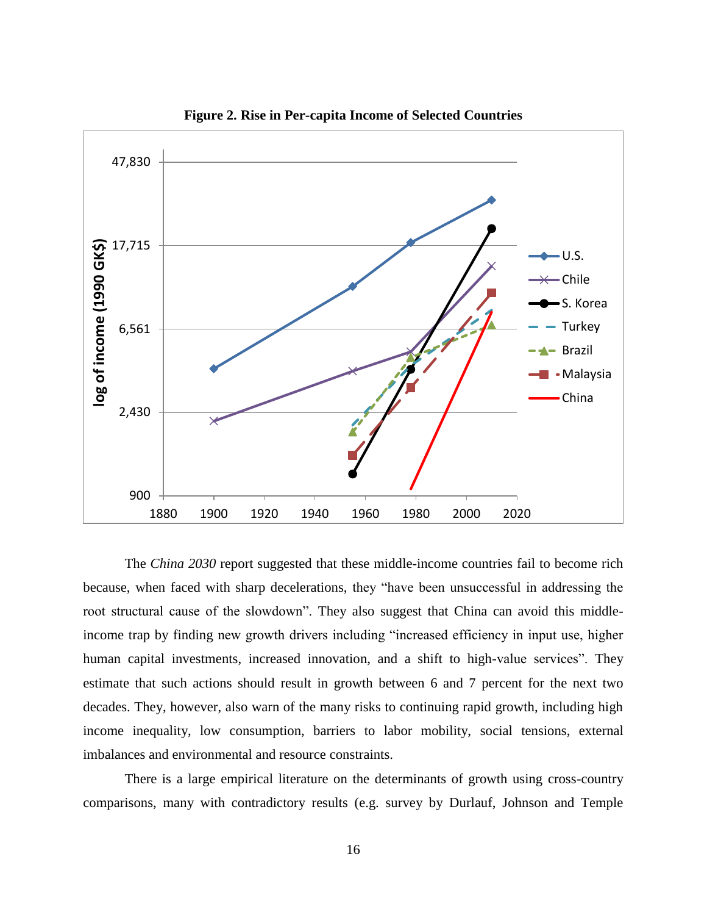**Figure 2. Rise in Per-capita Income of Selected Countries**

The *China 2030* report suggested that these middle-income countries fail to become rich because, when faced with sharp decelerations, they "have been unsuccessful in addressing the root structural cause of the slowdown". They also suggest that China can avoid this middle-income trap by finding new growth drivers including "increased efficiency in input use, higher human capital investments, increased innovation, and a shift to high-value services". They estimate that such actions should result in growth between 6 and 7 percent for the next two decades. They, however, also warn of the many risks to continuing rapid growth, including high income inequality, low consumption, barriers to labor mobility, social tensions, external imbalances and environmental and resource constraints.

There is a large empirical literature on the determinants of growth using cross-country comparisons, many with contradictory results (e.g. survey by Durlauf, Johnson and Temple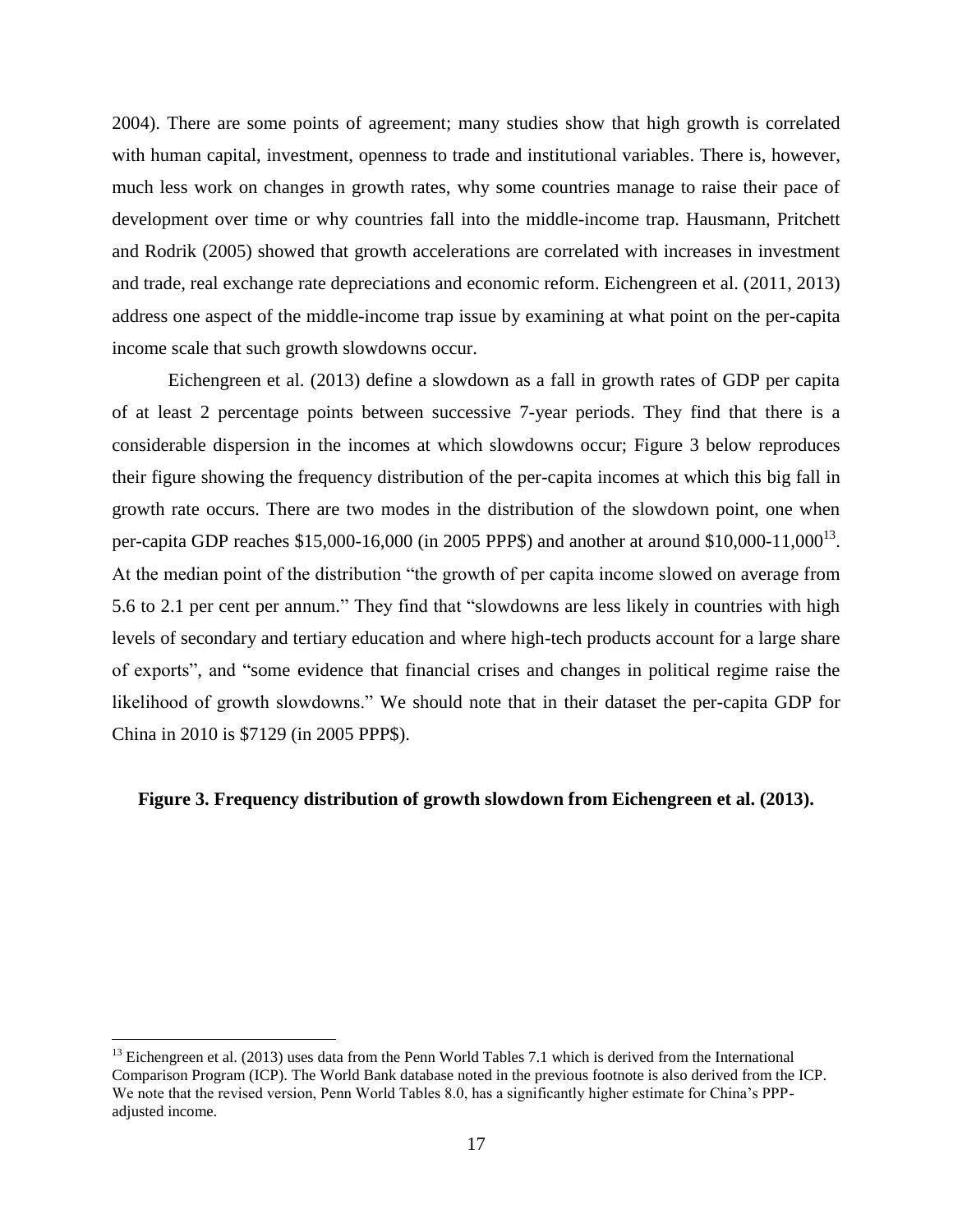2004). There are some points of agreement; many studies show that high growth is correlated with human capital, investment, openness to trade and institutional variables. There is, however, much less work on changes in growth rates, why some countries manage to raise their pace of development over time or why countries fall into the middle-income trap. Hausmann, Pritchett and Rodrik (2005) showed that growth accelerations are correlated with increases in investment and trade, real exchange rate depreciations and economic reform. Eichengreen et al. (2011, 2013) address one aspect of the middle-income trap issue by examining at what point on the per-capita income scale that such growth slowdowns occur.

Eichengreen et al. (2013) define a slowdown as a fall in growth rates of GDP per capita of at least 2 percentage points between successive 7-year periods. They find that there is a considerable dispersion in the incomes at which slowdowns occur; Figure 3 below reproduces their figure showing the frequency distribution of the per-capita incomes at which this big fall in growth rate occurs. There are two modes in the distribution of the slowdown point, one when per-capita GDP reaches $15,000-16,000 (in 2005 PPP$) and another at around $10,000-11,000[13]. At the median point of the distribution "the growth of per capita income slowed on average from 5.6 to 2.1 per cent per annum." They find that "slowdowns are less likely in countries with high levels of secondary and tertiary education and where high-tech products account for a large share of exports", and "some evidence that financial crises and changes in political regime raise the likelihood of growth slowdowns." We should note that in their dataset the per-capita GDP for China in 2010 is $7129 (in 2005 PPP$).

**Figure 3. Frequency distribution of growth slowdown from Eichengreen et al. (2013).**

[13] Eichengreen et al. (2013) uses data from the Penn World Tables 7.1 which is derived from the International Comparison Program (ICP). The World Bank database noted in the previous footnote is also derived from the ICP. We note that the revised version, Penn World Tables 8.0, has a significantly higher estimate for China's PPP-adjusted income.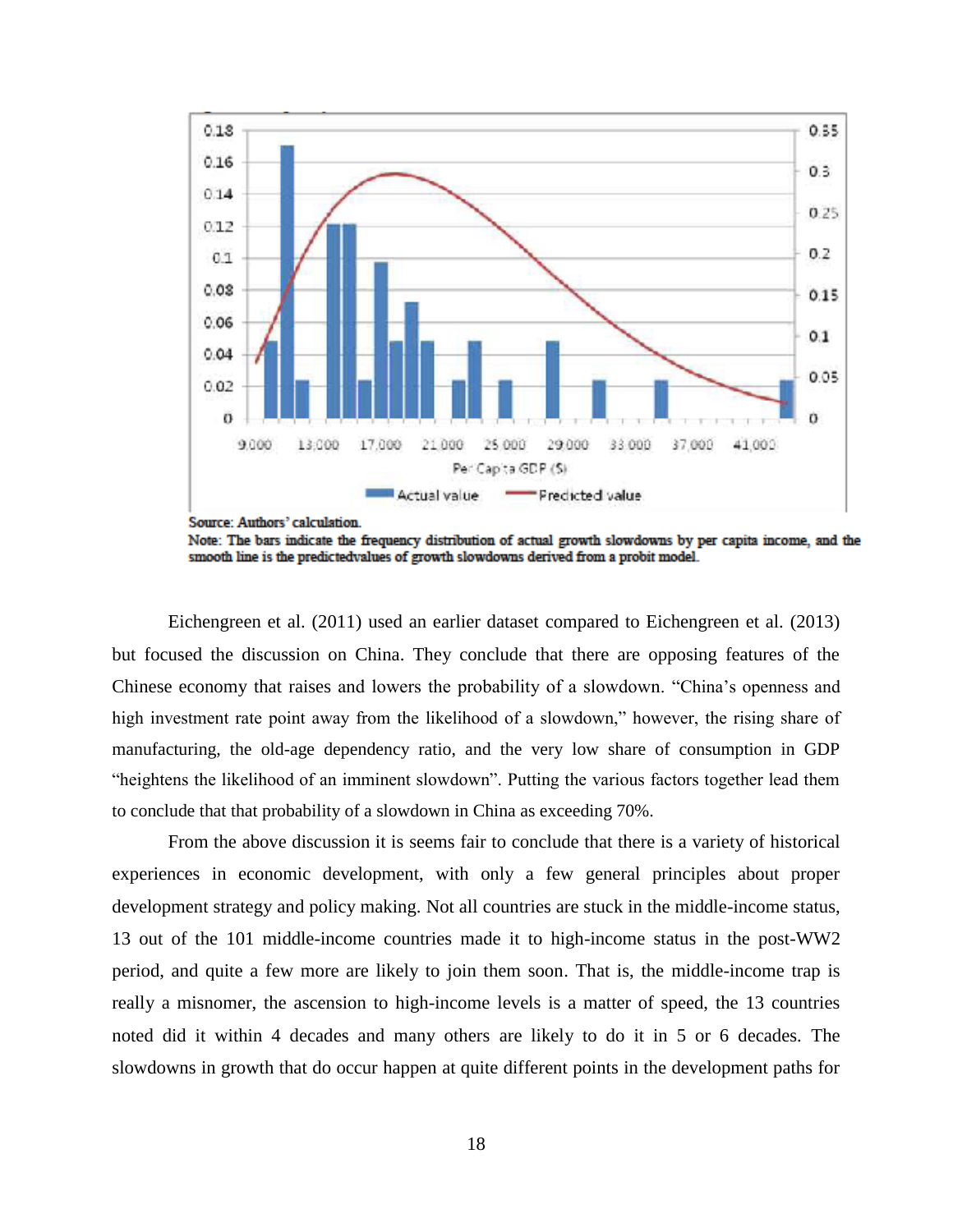Source: Authors' calculation.

Note: The bars indicate the frequency distribution of actual growth slowdowns by per capita income, and the smooth line is the predictedvalues of growth slowdowns derived from a probit model.

Eichengreen et al. (2011) used an earlier dataset compared to Eichengreen et al. (2013) but focused the discussion on China. They conclude that there are opposing features of the Chinese economy that raises and lowers the probability of a slowdown. "China's openness and high investment rate point away from the likelihood of a slowdown," however, the rising share of manufacturing, the old-age dependency ratio, and the very low share of consumption in GDP "heightens the likelihood of an imminent slowdown". Putting the various factors together lead them to conclude that that probability of a slowdown in China as exceeding 70%.

From the above discussion it is seems fair to conclude that there is a variety of historical experiences in economic development, with only a few general principles about proper development strategy and policy making. Not all countries are stuck in the middle-income status, 13 out of the 101 middle-income countries made it to high-income status in the post-WW2 period, and quite a few more are likely to join them soon. That is, the middle-income trap is really a misnomer, the ascension to high-income levels is a matter of speed, the 13 countries noted did it within 4 decades and many others are likely to do it in 5 or 6 decades. The slowdowns in growth that do occur happen at quite different points in the development paths for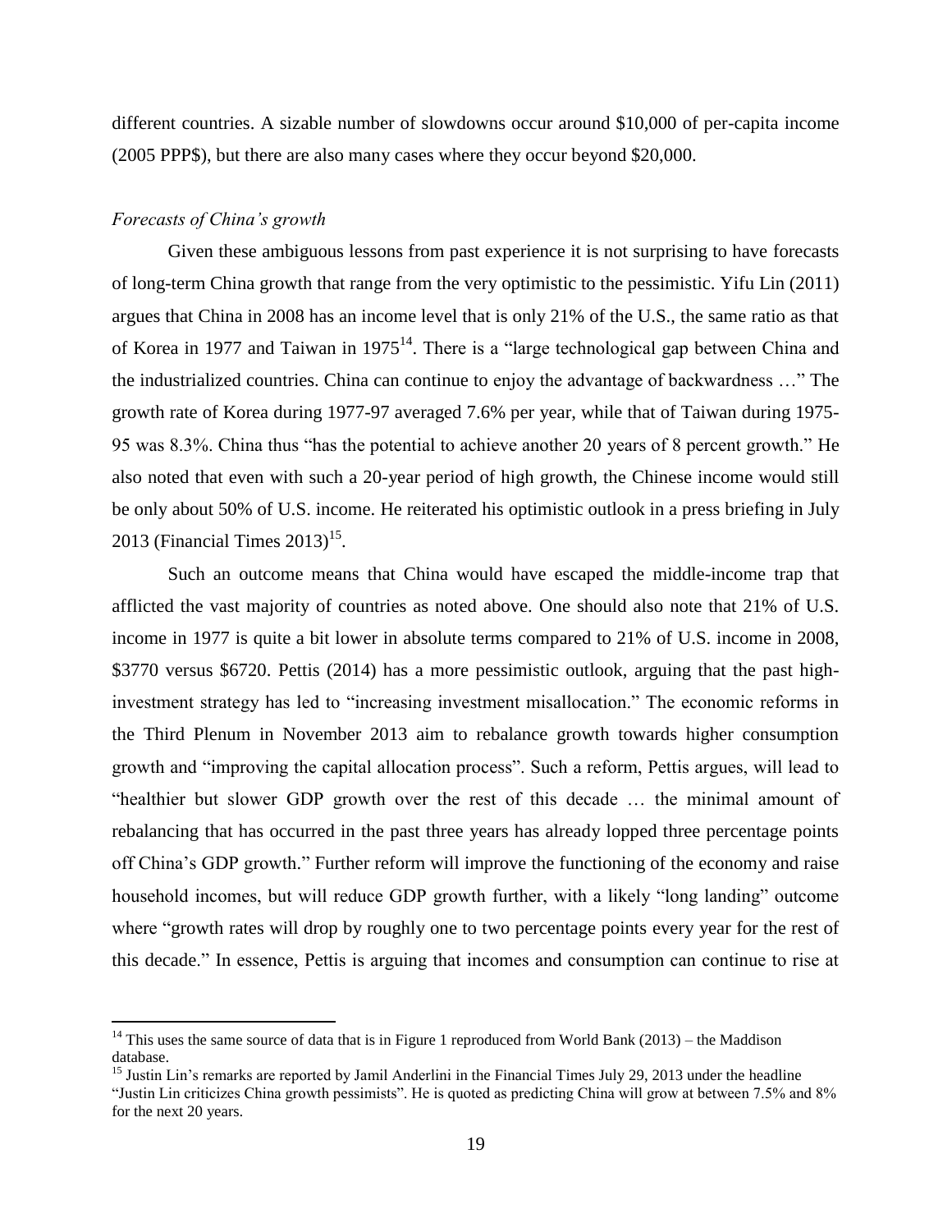different countries. A sizable number of slowdowns occur around \$10,000 of per-capita income (2005 PPP\$), but there are also many cases where they occur beyond \$20,000.

*Forecasts of China's growth*

Given these ambiguous lessons from past experience it is not surprising to have forecasts of long-term China growth that range from the very optimistic to the pessimistic. Yifu Lin (2011) argues that China in 2008 has an income level that is only 21% of the U.S., the same ratio as that of Korea in 1977 and Taiwan in 1975[14]. There is a "large technological gap between China and the industrialized countries. China can continue to enjoy the advantage of backwardness …" The growth rate of Korea during 1977-97 averaged 7.6% per year, while that of Taiwan during 1975-95 was 8.3%. China thus "has the potential to achieve another 20 years of 8 percent growth." He also noted that even with such a 20-year period of high growth, the Chinese income would still be only about 50% of U.S. income. He reiterated his optimistic outlook in a press briefing in July 2013 (Financial Times 2013)[15].

Such an outcome means that China would have escaped the middle-income trap that afflicted the vast majority of countries as noted above. One should also note that 21% of U.S. income in 1977 is quite a bit lower in absolute terms compared to 21% of U.S. income in 2008, \$3770 versus \$6720. Pettis (2014) has a more pessimistic outlook, arguing that the past high-investment strategy has led to "increasing investment misallocation." The economic reforms in the Third Plenum in November 2013 aim to rebalance growth towards higher consumption growth and "improving the capital allocation process". Such a reform, Pettis argues, will lead to "healthier but slower GDP growth over the rest of this decade … the minimal amount of rebalancing that has occurred in the past three years has already lopped three percentage points off China's GDP growth." Further reform will improve the functioning of the economy and raise household incomes, but will reduce GDP growth further, with a likely "long landing" outcome where "growth rates will drop by roughly one to two percentage points every year for the rest of this decade." In essence, Pettis is arguing that incomes and consumption can continue to rise at

---

[14] This uses the same source of data that is in Figure 1 reproduced from World Bank (2013) – the Maddison database.

[15] Justin Lin's remarks are reported by Jamil Anderlini in the Financial Times July 29, 2013 under the headline "Justin Lin criticizes China growth pessimists". He is quoted as predicting China will grow at between 7.5% and 8% for the next 20 years.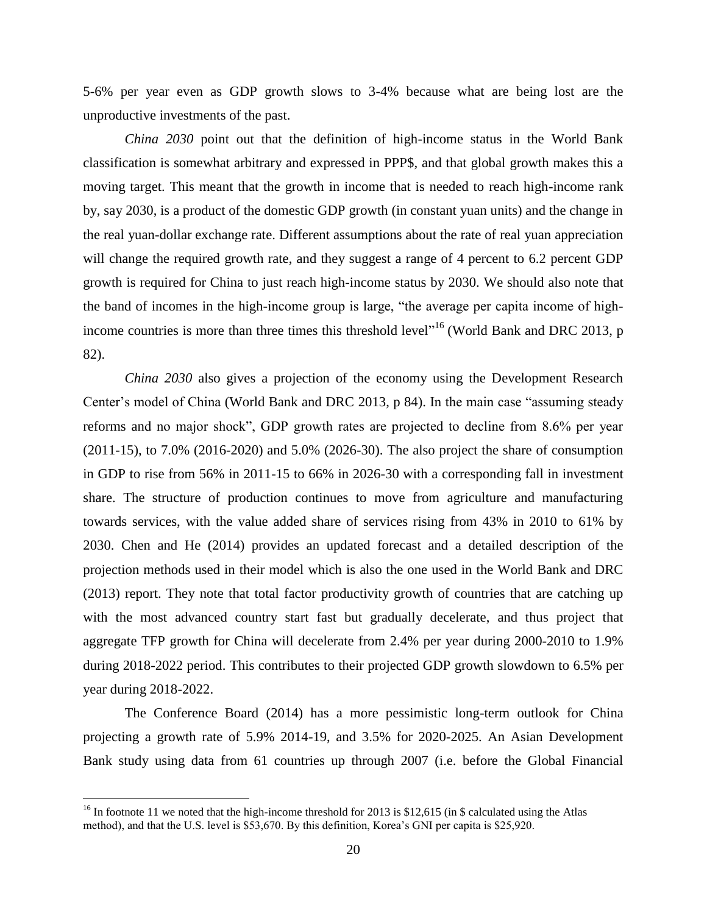5-6% per year even as GDP growth slows to 3-4% because what are being lost are the unproductive investments of the past.

*China 2030* point out that the definition of high-income status in the World Bank classification is somewhat arbitrary and expressed in PPP$, and that global growth makes this a moving target. This meant that the growth in income that is needed to reach high-income rank by, say 2030, is a product of the domestic GDP growth (in constant yuan units) and the change in the real yuan-dollar exchange rate. Different assumptions about the rate of real yuan appreciation will change the required growth rate, and they suggest a range of 4 percent to 6.2 percent GDP growth is required for China to just reach high-income status by 2030. We should also note that the band of incomes in the high-income group is large, "the average per capita income of high-income countries is more than three times this threshold level"[16] (World Bank and DRC 2013, p 82).

*China 2030* also gives a projection of the economy using the Development Research Center's model of China (World Bank and DRC 2013, p 84). In the main case "assuming steady reforms and no major shock", GDP growth rates are projected to decline from 8.6% per year (2011-15), to 7.0% (2016-2020) and 5.0% (2026-30). The also project the share of consumption in GDP to rise from 56% in 2011-15 to 66% in 2026-30 with a corresponding fall in investment share. The structure of production continues to move from agriculture and manufacturing towards services, with the value added share of services rising from 43% in 2010 to 61% by 2030. Chen and He (2014) provides an updated forecast and a detailed description of the projection methods used in their model which is also the one used in the World Bank and DRC (2013) report. They note that total factor productivity growth of countries that are catching up with the most advanced country start fast but gradually decelerate, and thus project that aggregate TFP growth for China will decelerate from 2.4% per year during 2000-2010 to 1.9% during 2018-2022 period. This contributes to their projected GDP growth slowdown to 6.5% per year during 2018-2022.

The Conference Board (2014) has a more pessimistic long-term outlook for China projecting a growth rate of 5.9% 2014-19, and 3.5% for 2020-2025. An Asian Development Bank study using data from 61 countries up through 2007 (i.e. before the Global Financial

---

[16] In footnote 11 we noted that the high-income threshold for 2013 is $12,615 (in $ calculated using the Atlas method), and that the U.S. level is $53,670. By this definition, Korea's GNI per capita is $25,920.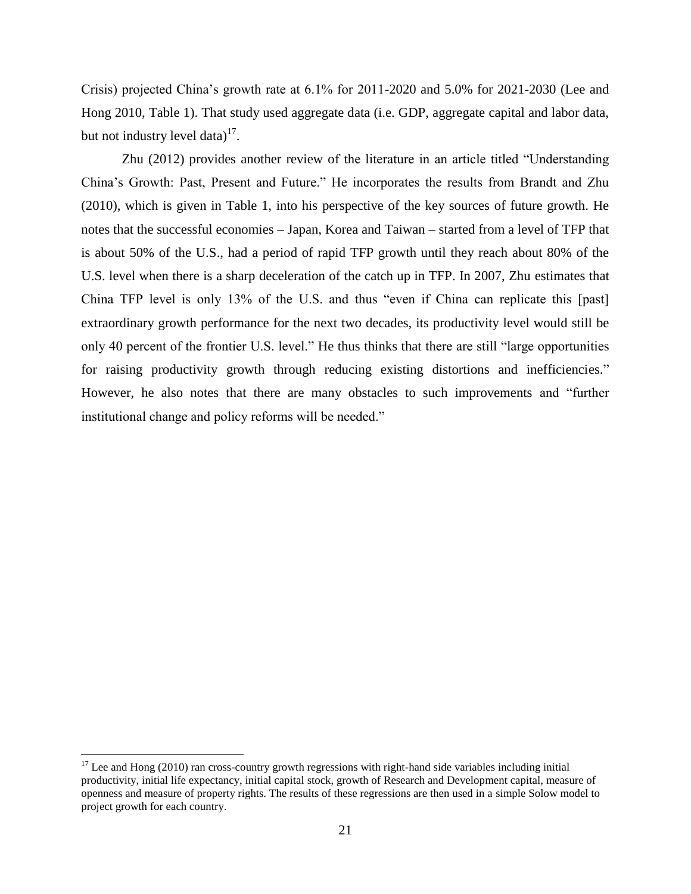Crisis) projected China's growth rate at 6.1% for 2011-2020 and 5.0% for 2021-2030 (Lee and Hong 2010, Table 1). That study used aggregate data (i.e. GDP, aggregate capital and labor data, but not industry level data)[17].

Zhu (2012) provides another review of the literature in an article titled "Understanding China's Growth: Past, Present and Future." He incorporates the results from Brandt and Zhu (2010), which is given in Table 1, into his perspective of the key sources of future growth. He notes that the successful economies – Japan, Korea and Taiwan – started from a level of TFP that is about 50% of the U.S., had a period of rapid TFP growth until they reach about 80% of the U.S. level when there is a sharp deceleration of the catch up in TFP. In 2007, Zhu estimates that China TFP level is only 13% of the U.S. and thus "even if China can replicate this [past] extraordinary growth performance for the next two decades, its productivity level would still be only 40 percent of the frontier U.S. level." He thus thinks that there are still "large opportunities for raising productivity growth through reducing existing distortions and inefficiencies." However, he also notes that there are many obstacles to such improvements and "further institutional change and policy reforms will be needed."

---

[17] Lee and Hong (2010) ran cross-country growth regressions with right-hand side variables including initial productivity, initial life expectancy, initial capital stock, growth of Research and Development capital, measure of openness and measure of property rights. The results of these regressions are then used in a simple Solow model to project growth for each country.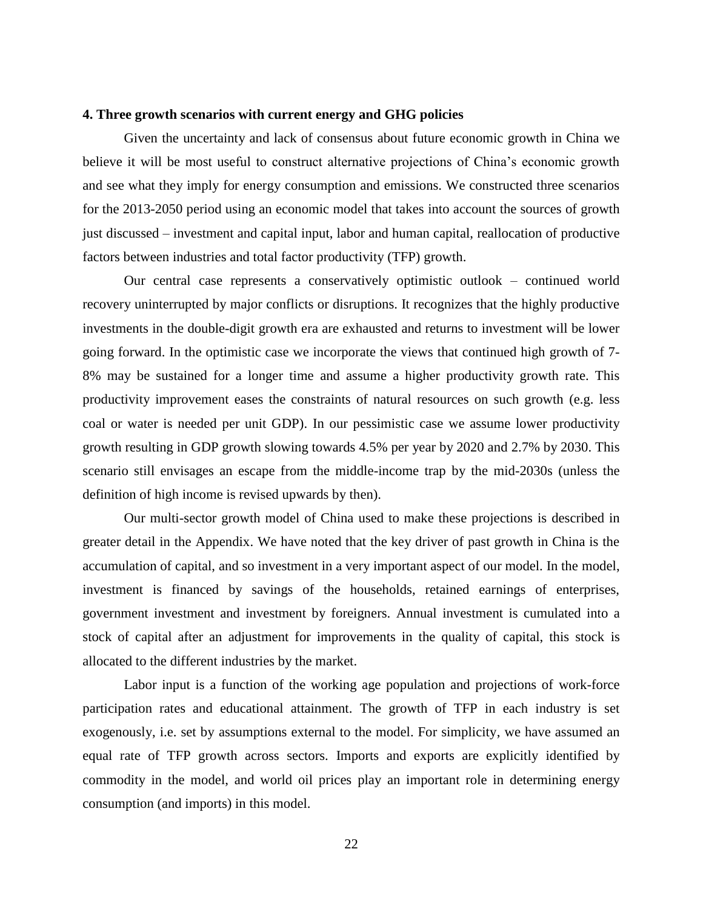**4. Three growth scenarios with current energy and GHG policies**

Given the uncertainty and lack of consensus about future economic growth in China we believe it will be most useful to construct alternative projections of China's economic growth and see what they imply for energy consumption and emissions. We constructed three scenarios for the 2013-2050 period using an economic model that takes into account the sources of growth just discussed – investment and capital input, labor and human capital, reallocation of productive factors between industries and total factor productivity (TFP) growth.

Our central case represents a conservatively optimistic outlook – continued world recovery uninterrupted by major conflicts or disruptions. It recognizes that the highly productive investments in the double-digit growth era are exhausted and returns to investment will be lower going forward. In the optimistic case we incorporate the views that continued high growth of 7-8% may be sustained for a longer time and assume a higher productivity growth rate. This productivity improvement eases the constraints of natural resources on such growth (e.g. less coal or water is needed per unit GDP). In our pessimistic case we assume lower productivity growth resulting in GDP growth slowing towards 4.5% per year by 2020 and 2.7% by 2030. This scenario still envisages an escape from the middle-income trap by the mid-2030s (unless the definition of high income is revised upwards by then).

Our multi-sector growth model of China used to make these projections is described in greater detail in the Appendix. We have noted that the key driver of past growth in China is the accumulation of capital, and so investment in a very important aspect of our model. In the model, investment is financed by savings of the households, retained earnings of enterprises, government investment and investment by foreigners. Annual investment is cumulated into a stock of capital after an adjustment for improvements in the quality of capital, this stock is allocated to the different industries by the market.

Labor input is a function of the working age population and projections of work-force participation rates and educational attainment. The growth of TFP in each industry is set exogenously, i.e. set by assumptions external to the model. For simplicity, we have assumed an equal rate of TFP growth across sectors. Imports and exports are explicitly identified by commodity in the model, and world oil prices play an important role in determining energy consumption (and imports) in this model.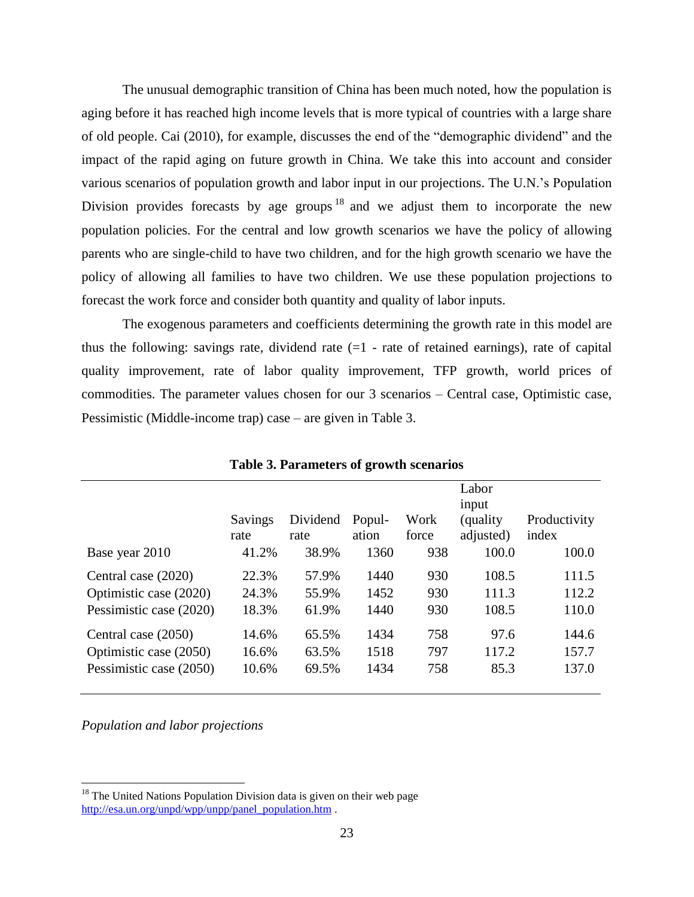The unusual demographic transition of China has been much noted, how the population is aging before it has reached high income levels that is more typical of countries with a large share of old people. Cai (2010), for example, discusses the end of the "demographic dividend" and the impact of the rapid aging on future growth in China. We take this into account and consider various scenarios of population growth and labor input in our projections. The U.N.'s Population Division provides forecasts by age groups[18] and we adjust them to incorporate the new population policies. For the central and low growth scenarios we have the policy of allowing parents who are single-child to have two children, and for the high growth scenario we have the policy of allowing all families to have two children. We use these population projections to forecast the work force and consider both quantity and quality of labor inputs.

The exogenous parameters and coefficients determining the growth rate in this model are thus the following: savings rate, dividend rate (=1 - rate of retained earnings), rate of capital quality improvement, rate of labor quality improvement, TFP growth, world prices of commodities. The parameter values chosen for our 3 scenarios – Central case, Optimistic case, Pessimistic (Middle-income trap) case – are given in Table 3.

**Table 3. Parameters of growth scenarios**

| | Savings rate | Dividend rate | Popul-ation | Work force | Labor input (quality adjusted) | Productivity index |
|---|---|---|---|---|---|---|
| Base year 2010 | 41.2% | 38.9% | 1360 | 938 | 100.0 | 100.0 |
| Central case (2020) | 22.3% | 57.9% | 1440 | 930 | 108.5 | 111.5 |
| Optimistic case (2020) | 24.3% | 55.9% | 1452 | 930 | 111.3 | 112.2 |
| Pessimistic case (2020) | 18.3% | 61.9% | 1440 | 930 | 108.5 | 110.0 |
| Central case (2050) | 14.6% | 65.5% | 1434 | 758 | 97.6 | 144.6 |
| Optimistic case (2050) | 16.6% | 63.5% | 1518 | 797 | 117.2 | 157.7 |
| Pessimistic case (2050) | 10.6% | 69.5% | 1434 | 758 | 85.3 | 137.0 |

*Population and labor projections*

[18] The United Nations Population Division data is given on their web page http://esa.un.org/unpd/wpp/unpp/panel_population.htm .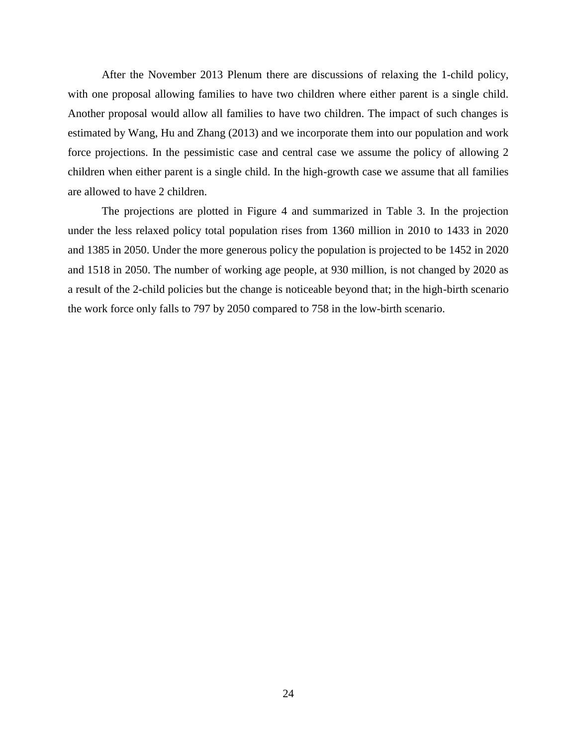After the November 2013 Plenum there are discussions of relaxing the 1-child policy, with one proposal allowing families to have two children where either parent is a single child. Another proposal would allow all families to have two children. The impact of such changes is estimated by Wang, Hu and Zhang (2013) and we incorporate them into our population and work force projections. In the pessimistic case and central case we assume the policy of allowing 2 children when either parent is a single child. In the high-growth case we assume that all families are allowed to have 2 children.

The projections are plotted in Figure 4 and summarized in Table 3. In the projection under the less relaxed policy total population rises from 1360 million in 2010 to 1433 in 2020 and 1385 in 2050. Under the more generous policy the population is projected to be 1452 in 2020 and 1518 in 2050. The number of working age people, at 930 million, is not changed by 2020 as a result of the 2-child policies but the change is noticeable beyond that; in the high-birth scenario the work force only falls to 797 by 2050 compared to 758 in the low-birth scenario.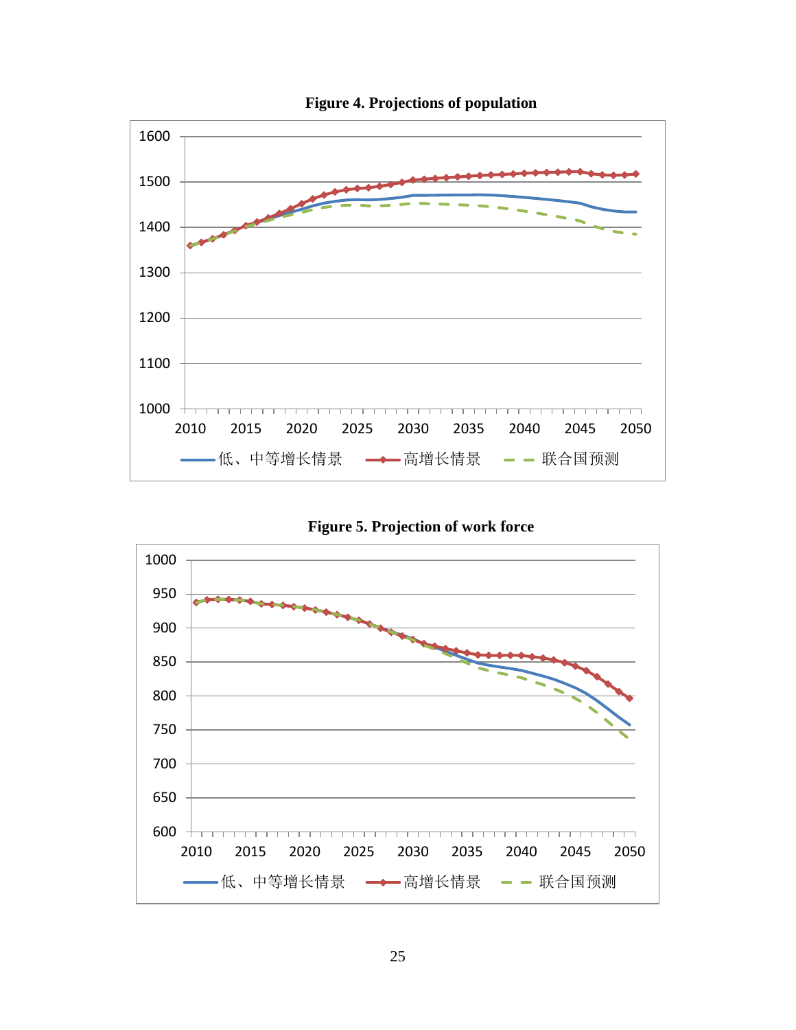**Figure 4. Projections of population**

**Figure 5. Projection of work force**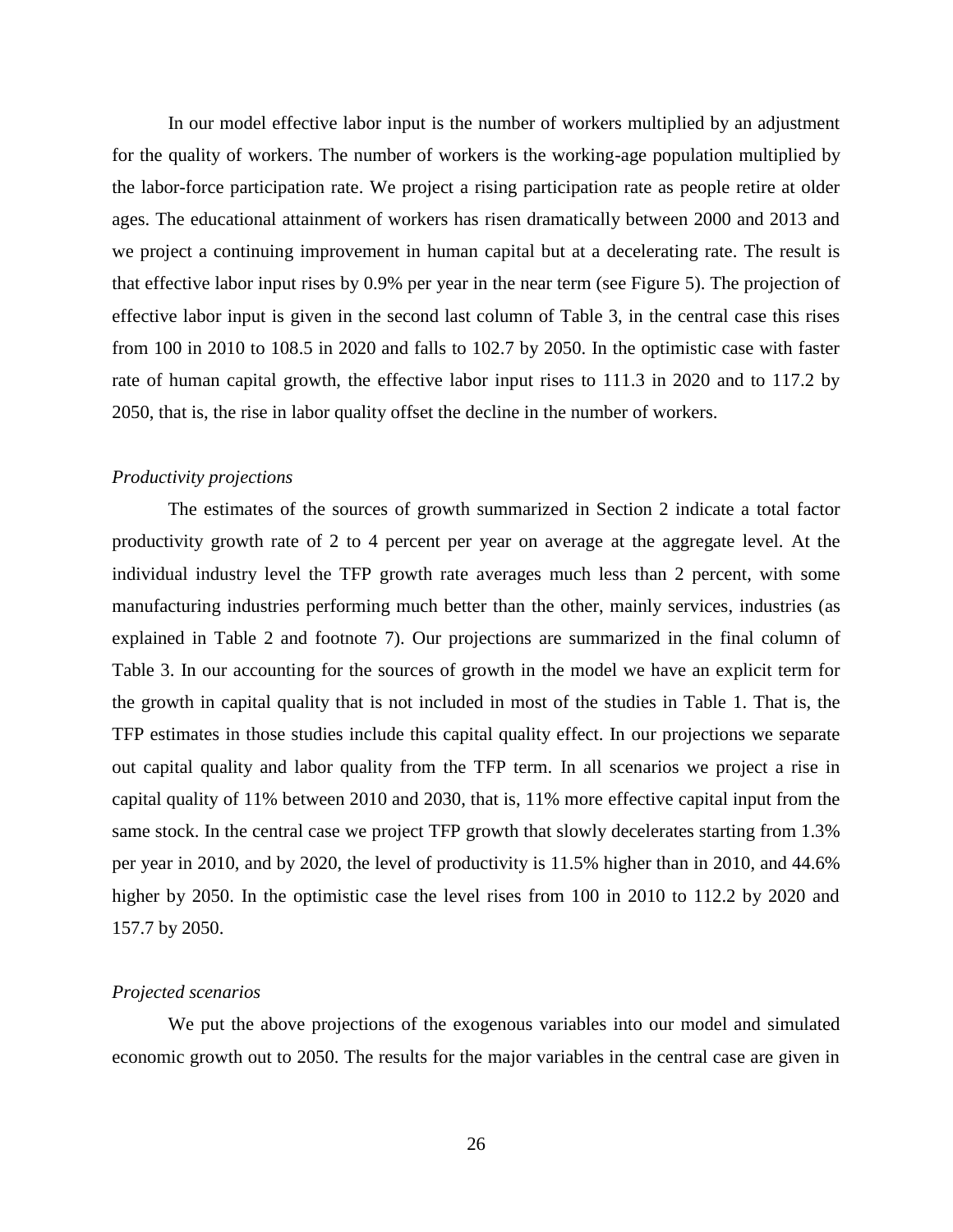In our model effective labor input is the number of workers multiplied by an adjustment for the quality of workers. The number of workers is the working-age population multiplied by the labor-force participation rate. We project a rising participation rate as people retire at older ages. The educational attainment of workers has risen dramatically between 2000 and 2013 and we project a continuing improvement in human capital but at a decelerating rate. The result is that effective labor input rises by 0.9% per year in the near term (see Figure 5). The projection of effective labor input is given in the second last column of Table 3, in the central case this rises from 100 in 2010 to 108.5 in 2020 and falls to 102.7 by 2050. In the optimistic case with faster rate of human capital growth, the effective labor input rises to 111.3 in 2020 and to 117.2 by 2050, that is, the rise in labor quality offset the decline in the number of workers.

*Productivity projections*

The estimates of the sources of growth summarized in Section 2 indicate a total factor productivity growth rate of 2 to 4 percent per year on average at the aggregate level. At the individual industry level the TFP growth rate averages much less than 2 percent, with some manufacturing industries performing much better than the other, mainly services, industries (as explained in Table 2 and footnote 7). Our projections are summarized in the final column of Table 3. In our accounting for the sources of growth in the model we have an explicit term for the growth in capital quality that is not included in most of the studies in Table 1. That is, the TFP estimates in those studies include this capital quality effect. In our projections we separate out capital quality and labor quality from the TFP term. In all scenarios we project a rise in capital quality of 11% between 2010 and 2030, that is, 11% more effective capital input from the same stock. In the central case we project TFP growth that slowly decelerates starting from 1.3% per year in 2010, and by 2020, the level of productivity is 11.5% higher than in 2010, and 44.6% higher by 2050. In the optimistic case the level rises from 100 in 2010 to 112.2 by 2020 and 157.7 by 2050.

*Projected scenarios*

We put the above projections of the exogenous variables into our model and simulated economic growth out to 2050. The results for the major variables in the central case are given in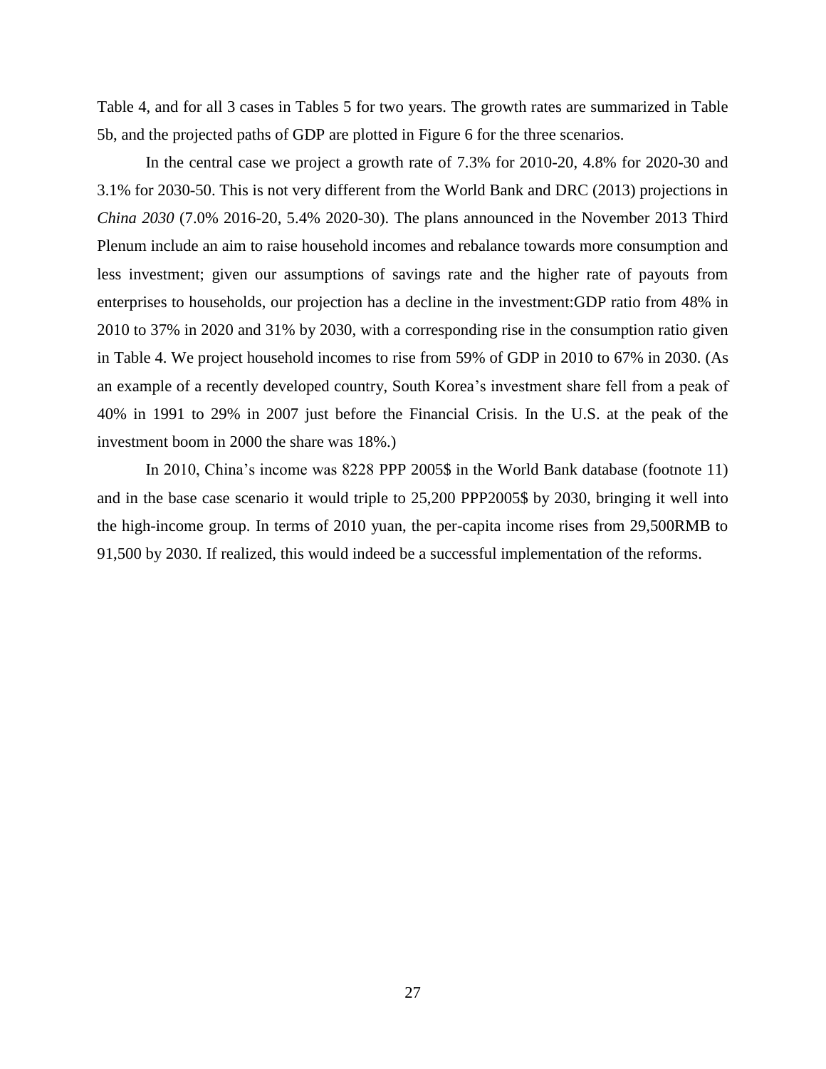Table 4, and for all 3 cases in Tables 5 for two years. The growth rates are summarized in Table 5b, and the projected paths of GDP are plotted in Figure 6 for the three scenarios.

In the central case we project a growth rate of 7.3% for 2010-20, 4.8% for 2020-30 and 3.1% for 2030-50. This is not very different from the World Bank and DRC (2013) projections in *China 2030* (7.0% 2016-20, 5.4% 2020-30). The plans announced in the November 2013 Third Plenum include an aim to raise household incomes and rebalance towards more consumption and less investment; given our assumptions of savings rate and the higher rate of payouts from enterprises to households, our projection has a decline in the investment:GDP ratio from 48% in 2010 to 37% in 2020 and 31% by 2030, with a corresponding rise in the consumption ratio given in Table 4. We project household incomes to rise from 59% of GDP in 2010 to 67% in 2030. (As an example of a recently developed country, South Korea's investment share fell from a peak of 40% in 1991 to 29% in 2007 just before the Financial Crisis. In the U.S. at the peak of the investment boom in 2000 the share was 18%.)

In 2010, China's income was 8228 PPP 2005$ in the World Bank database (footnote 11) and in the base case scenario it would triple to 25,200 PPP2005$ by 2030, bringing it well into the high-income group. In terms of 2010 yuan, the per-capita income rises from 29,500RMB to 91,500 by 2030. If realized, this would indeed be a successful implementation of the reforms.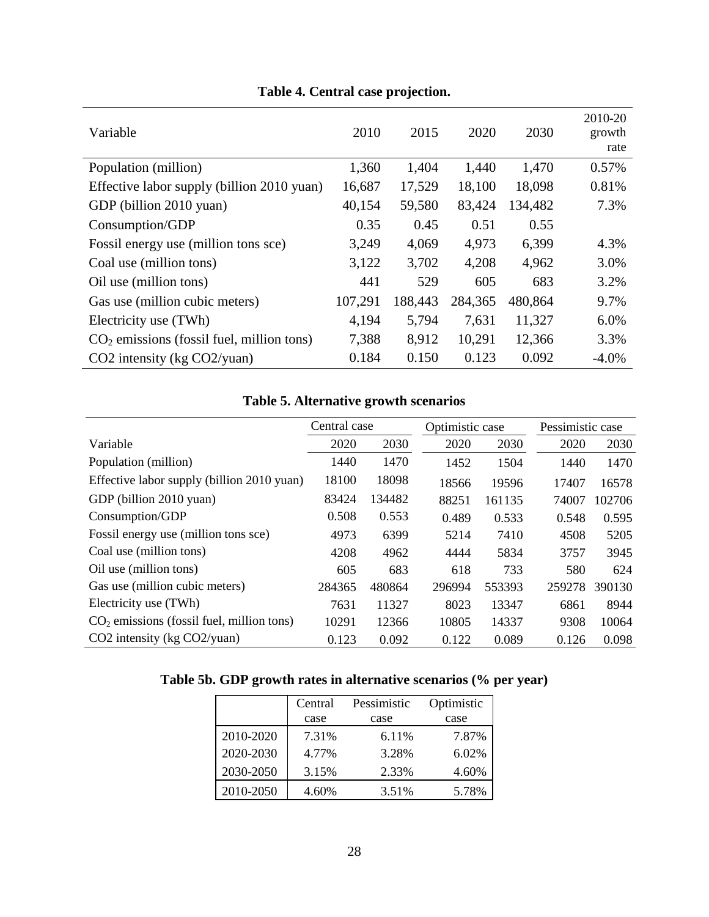**Table 4. Central case projection.**

| Variable | 2010 | 2015 | 2020 | 2030 | 2010-20 growth rate |
|---|---|---|---|---|---|
| Population (million) | 1,360 | 1,404 | 1,440 | 1,470 | 0.57% |
| Effective labor supply (billion 2010 yuan) | 16,687 | 17,529 | 18,100 | 18,098 | 0.81% |
| GDP (billion 2010 yuan) | 40,154 | 59,580 | 83,424 | 134,482 | 7.3% |
| Consumption/GDP | 0.35 | 0.45 | 0.51 | 0.55 | |
| Fossil energy use (million tons sce) | 3,249 | 4,069 | 4,973 | 6,399 | 4.3% |
| Coal use (million tons) | 3,122 | 3,702 | 4,208 | 4,962 | 3.0% |
| Oil use (million tons) | 441 | 529 | 605 | 683 | 3.2% |
| Gas use (million cubic meters) | 107,291 | 188,443 | 284,365 | 480,864 | 9.7% |
| Electricity use (TWh) | 4,194 | 5,794 | 7,631 | 11,327 | 6.0% |
| $CO_2$ emissions (fossil fuel, million tons) | 7,388 | 8,912 | 10,291 | 12,366 | 3.3% |
| CO2 intensity (kg CO2/yuan) | 0.184 | 0.150 | 0.123 | 0.092 | -4.0% |

**Table 5. Alternative growth scenarios**

| | Central case | | Optimistic case | | Pessimistic case | |
|---|---|---|---|---|---|---|
| Variable | 2020 | 2030 | 2020 | 2030 | 2020 | 2030 |
| Population (million) | 1440 | 1470 | 1452 | 1504 | 1440 | 1470 |
| Effective labor supply (billion 2010 yuan) | 18100 | 18098 | 18566 | 19596 | 17407 | 16578 |
| GDP (billion 2010 yuan) | 83424 | 134482 | 88251 | 161135 | 74007 | 102706 |
| Consumption/GDP | 0.508 | 0.553 | 0.489 | 0.533 | 0.548 | 0.595 |
| Fossil energy use (million tons sce) | 4973 | 6399 | 5214 | 7410 | 4508 | 5205 |
| Coal use (million tons) | 4208 | 4962 | 4444 | 5834 | 3757 | 3945 |
| Oil use (million tons) | 605 | 683 | 618 | 733 | 580 | 624 |
| Gas use (million cubic meters) | 284365 | 480864 | 296994 | 553393 | 259278 | 390130 |
| Electricity use (TWh) | 7631 | 11327 | 8023 | 13347 | 6861 | 8944 |
| $CO_2$ emissions (fossil fuel, million tons) | 10291 | 12366 | 10805 | 14337 | 9308 | 10064 |
| CO2 intensity (kg CO2/yuan) | 0.123 | 0.092 | 0.122 | 0.089 | 0.126 | 0.098 |

**Table 5b. GDP growth rates in alternative scenarios (% per year)**

| | Central case | Pessimistic case | Optimistic case |
|---|---|---|---|
| 2010-2020 | 7.31% | 6.11% | 7.87% |
| 2020-2030 | 4.77% | 3.28% | 6.02% |
| 2030-2050 | 3.15% | 2.33% | 4.60% |
| 2010-2050 | 4.60% | 3.51% | 5.78% |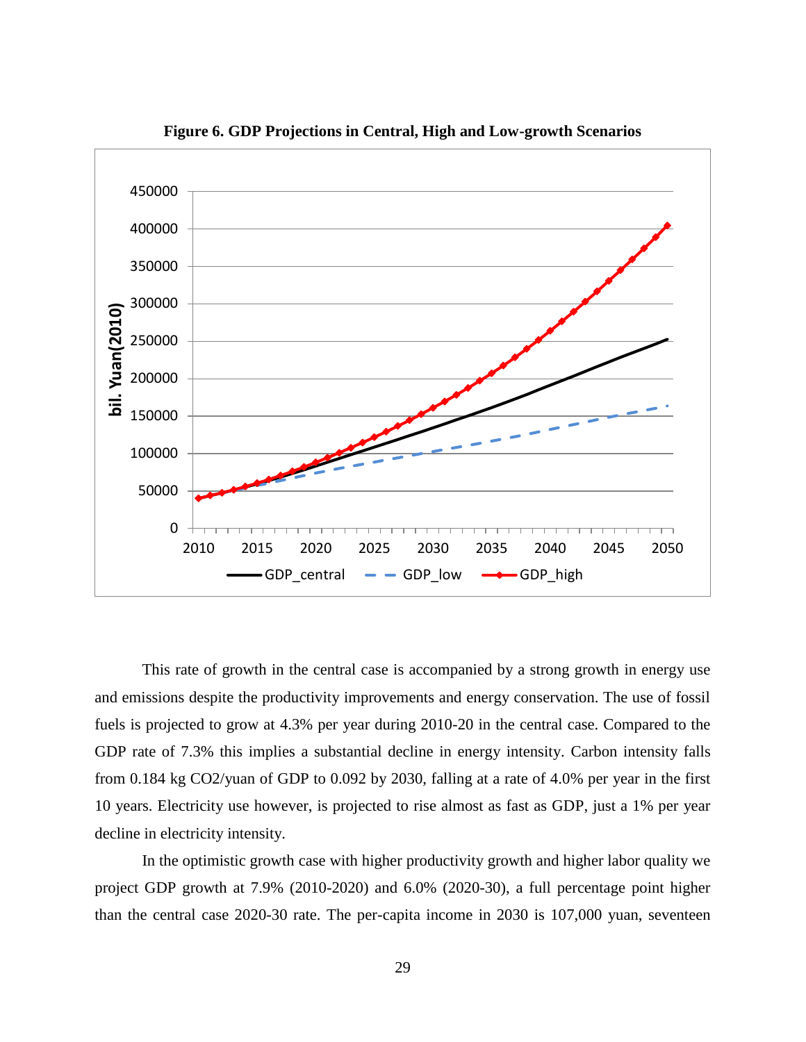**Figure 6. GDP Projections in Central, High and Low-growth Scenarios**

This rate of growth in the central case is accompanied by a strong growth in energy use and emissions despite the productivity improvements and energy conservation. The use of fossil fuels is projected to grow at 4.3% per year during 2010-20 in the central case. Compared to the GDP rate of 7.3% this implies a substantial decline in energy intensity. Carbon intensity falls from 0.184 kg $CO_2$/yuan of GDP to 0.092 by 2030, falling at a rate of 4.0% per year in the first 10 years. Electricity use however, is projected to rise almost as fast as GDP, just a 1% per year decline in electricity intensity.

In the optimistic growth case with higher productivity growth and higher labor quality we project GDP growth at 7.9% (2010-2020) and 6.0% (2020-30), a full percentage point higher than the central case 2020-30 rate. The per-capita income in 2030 is 107,000 yuan, seventeen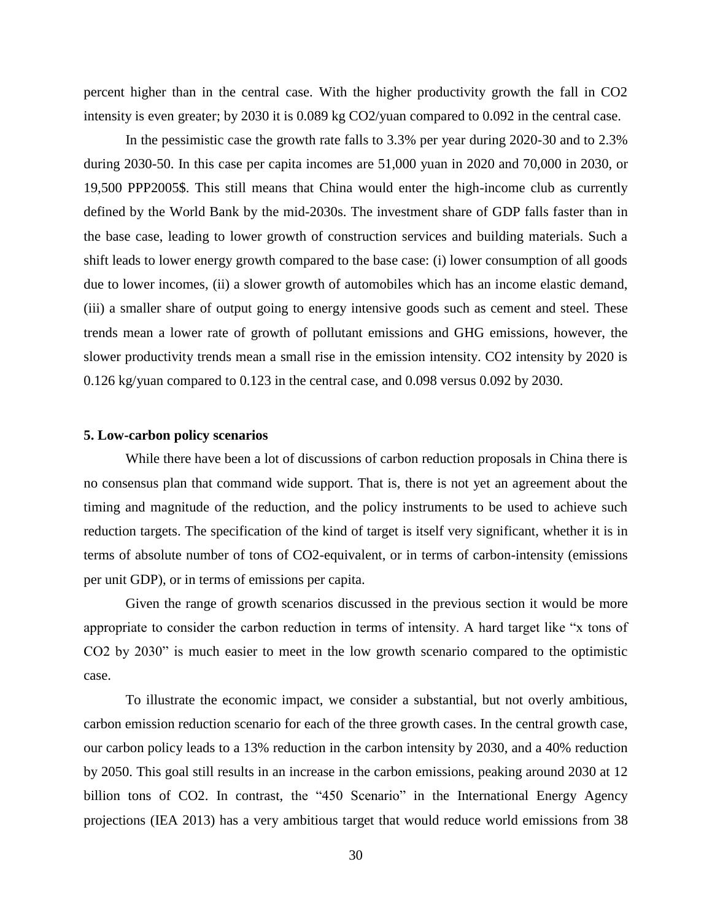percent higher than in the central case. With the higher productivity growth the fall in $CO_2$ intensity is even greater; by 2030 it is 0.089 kg $CO_2$/yuan compared to 0.092 in the central case.

In the pessimistic case the growth rate falls to 3.3% per year during 2020-30 and to 2.3% during 2030-50. In this case per capita incomes are 51,000 yuan in 2020 and 70,000 in 2030, or 19,500 PPP2005$. This still means that China would enter the high-income club as currently defined by the World Bank by the mid-2030s. The investment share of GDP falls faster than in the base case, leading to lower growth of construction services and building materials. Such a shift leads to lower energy growth compared to the base case: (i) lower consumption of all goods due to lower incomes, (ii) a slower growth of automobiles which has an income elastic demand, (iii) a smaller share of output going to energy intensive goods such as cement and steel. These trends mean a lower rate of growth of pollutant emissions and GHG emissions, however, the slower productivity trends mean a small rise in the emission intensity. $CO_2$ intensity by 2020 is 0.126 kg/yuan compared to 0.123 in the central case, and 0.098 versus 0.092 by 2030.

## 5. Low-carbon policy scenarios

While there have been a lot of discussions of carbon reduction proposals in China there is no consensus plan that command wide support. That is, there is not yet an agreement about the timing and magnitude of the reduction, and the policy instruments to be used to achieve such reduction targets. The specification of the kind of target is itself very significant, whether it is in terms of absolute number of tons of $CO_2$-equivalent, or in terms of carbon-intensity (emissions per unit GDP), or in terms of emissions per capita.

Given the range of growth scenarios discussed in the previous section it would be more appropriate to consider the carbon reduction in terms of intensity. A hard target like "x tons of $CO_2$ by 2030" is much easier to meet in the low growth scenario compared to the optimistic case.

To illustrate the economic impact, we consider a substantial, but not overly ambitious, carbon emission reduction scenario for each of the three growth cases. In the central growth case, our carbon policy leads to a 13% reduction in the carbon intensity by 2030, and a 40% reduction by 2050. This goal still results in an increase in the carbon emissions, peaking around 2030 at 12 billion tons of $CO_2$. In contrast, the "450 Scenario" in the International Energy Agency projections (IEA 2013) has a very ambitious target that would reduce world emissions from 38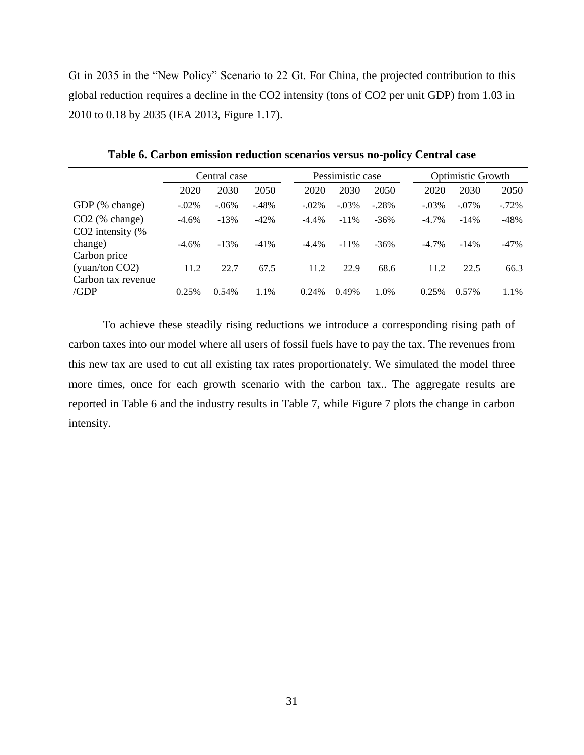Gt in 2035 in the "New Policy" Scenario to 22 Gt. For China, the projected contribution to this global reduction requires a decline in the $CO_2$ intensity (tons of $CO_2$ per unit GDP) from 1.03 in 2010 to 0.18 by 2035 (IEA 2013, Figure 1.17).

**Table 6. Carbon emission reduction scenarios versus no-policy Central case**

| | Central case | | | Pessimistic case | | | Optimistic Growth | | |
|---|---|---|---|---|---|---|---|---|---|
| | 2020 | 2030 | 2050 | 2020 | 2030 | 2050 | 2020 | 2030 | 2050 |
| GDP (% change) | -.02% | -.06% | -.48% | -.02% | -.03% | -.28% | -.03% | -.07% | -.72% |
| $CO_2$ (% change) | -4.6% | -13% | -42% | -4.4% | -11% | -36% | -4.7% | -14% | -48% |
| $CO_2$ intensity (% change) | -4.6% | -13% | -41% | -4.4% | -11% | -36% | -4.7% | -14% | -47% |
| Carbon price (yuan/ton $CO_2$) | 11.2 | 22.7 | 67.5 | 11.2 | 22.9 | 68.6 | 11.2 | 22.5 | 66.3 |
| Carbon tax revenue /GDP | 0.25% | 0.54% | 1.1% | 0.24% | 0.49% | 1.0% | 0.25% | 0.57% | 1.1% |

To achieve these steadily rising reductions we introduce a corresponding rising path of carbon taxes into our model where all users of fossil fuels have to pay the tax. The revenues from this new tax are used to cut all existing tax rates proportionately. We simulated the model three more times, once for each growth scenario with the carbon tax.. The aggregate results are reported in Table 6 and the industry results in Table 7, while Figure 7 plots the change in carbon intensity.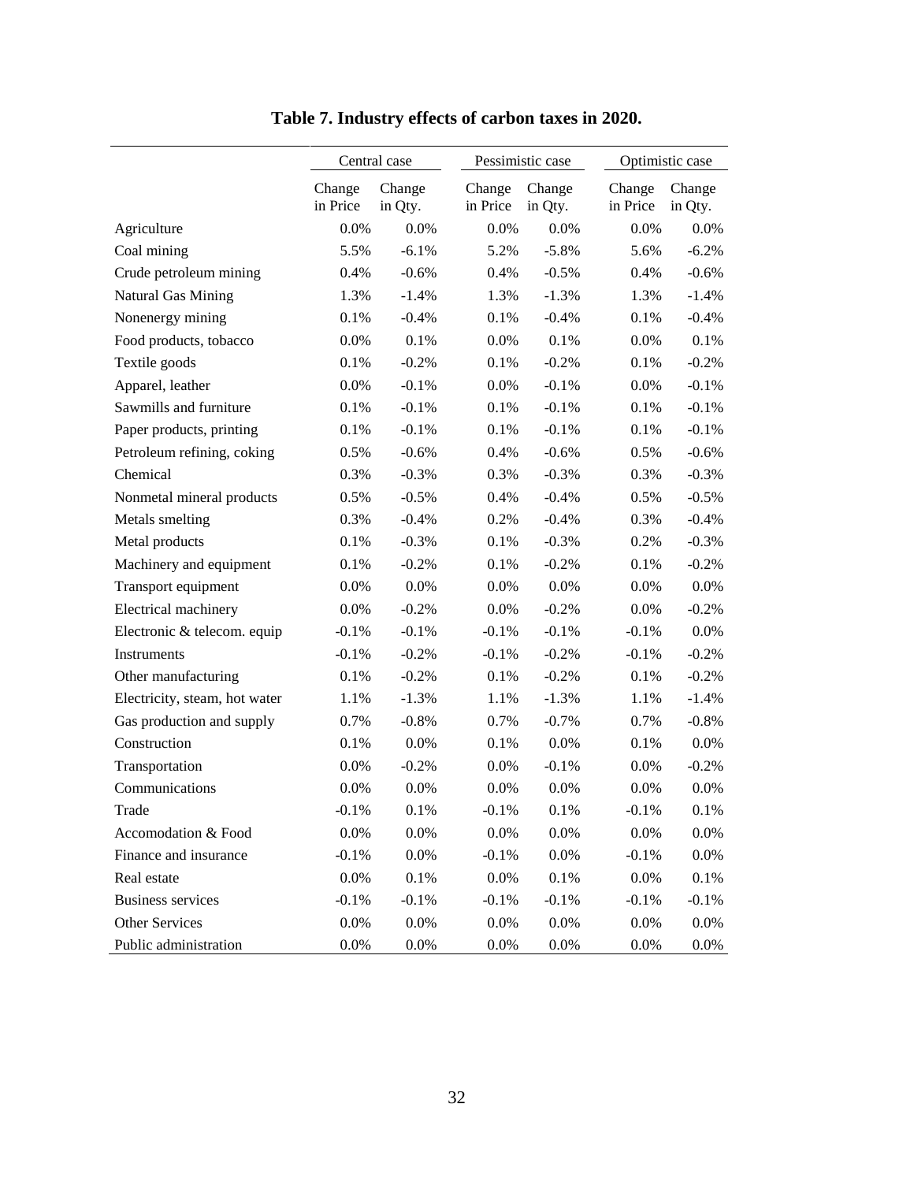# Table 7. Industry effects of carbon taxes in 2020.

| | Central case | | Pessimistic case | | Optimistic case | |
|---|---|---|---|---|---|---|
| | Change in Price | Change in Qty. | Change in Price | Change in Qty. | Change in Price | Change in Qty. |
| Agriculture | 0.0% | 0.0% | 0.0% | 0.0% | 0.0% | 0.0% |
| Coal mining | 5.5% | -6.1% | 5.2% | -5.8% | 5.6% | -6.2% |
| Crude petroleum mining | 0.4% | -0.6% | 0.4% | -0.5% | 0.4% | -0.6% |
| Natural Gas Mining | 1.3% | -1.4% | 1.3% | -1.3% | 1.3% | -1.4% |
| Nonenergy mining | 0.1% | -0.4% | 0.1% | -0.4% | 0.1% | -0.4% |
| Food products, tobacco | 0.0% | 0.1% | 0.0% | 0.1% | 0.0% | 0.1% |
| Textile goods | 0.1% | -0.2% | 0.1% | -0.2% | 0.1% | -0.2% |
| Apparel, leather | 0.0% | -0.1% | 0.0% | -0.1% | 0.0% | -0.1% |
| Sawmills and furniture | 0.1% | -0.1% | 0.1% | -0.1% | 0.1% | -0.1% |
| Paper products, printing | 0.1% | -0.1% | 0.1% | -0.1% | 0.1% | -0.1% |
| Petroleum refining, coking | 0.5% | -0.6% | 0.4% | -0.6% | 0.5% | -0.6% |
| Chemical | 0.3% | -0.3% | 0.3% | -0.3% | 0.3% | -0.3% |
| Nonmetal mineral products | 0.5% | -0.5% | 0.4% | -0.4% | 0.5% | -0.5% |
| Metals smelting | 0.3% | -0.4% | 0.2% | -0.4% | 0.3% | -0.4% |
| Metal products | 0.1% | -0.3% | 0.1% | -0.3% | 0.2% | -0.3% |
| Machinery and equipment | 0.1% | -0.2% | 0.1% | -0.2% | 0.1% | -0.2% |
| Transport equipment | 0.0% | 0.0% | 0.0% | 0.0% | 0.0% | 0.0% |
| Electrical machinery | 0.0% | -0.2% | 0.0% | -0.2% | 0.0% | -0.2% |
| Electronic & telecom. equip | -0.1% | -0.1% | -0.1% | -0.1% | -0.1% | 0.0% |
| Instruments | -0.1% | -0.2% | -0.1% | -0.2% | -0.1% | -0.2% |
| Other manufacturing | 0.1% | -0.2% | 0.1% | -0.2% | 0.1% | -0.2% |
| Electricity, steam, hot water | 1.1% | -1.3% | 1.1% | -1.3% | 1.1% | -1.4% |
| Gas production and supply | 0.7% | -0.8% | 0.7% | -0.7% | 0.7% | -0.8% |
| Construction | 0.1% | 0.0% | 0.1% | 0.0% | 0.1% | 0.0% |
| Transportation | 0.0% | -0.2% | 0.0% | -0.1% | 0.0% | -0.2% |
| Communications | 0.0% | 0.0% | 0.0% | 0.0% | 0.0% | 0.0% |
| Trade | -0.1% | 0.1% | -0.1% | 0.1% | -0.1% | 0.1% |
| Accomodation & Food | 0.0% | 0.0% | 0.0% | 0.0% | 0.0% | 0.0% |
| Finance and insurance | -0.1% | 0.0% | -0.1% | 0.0% | -0.1% | 0.0% |
| Real estate | 0.0% | 0.1% | 0.0% | 0.1% | 0.0% | 0.1% |
| Business services | -0.1% | -0.1% | -0.1% | -0.1% | -0.1% | -0.1% |
| Other Services | 0.0% | 0.0% | 0.0% | 0.0% | 0.0% | 0.0% |
| Public administration | 0.0% | 0.0% | 0.0% | 0.0% | 0.0% | 0.0% |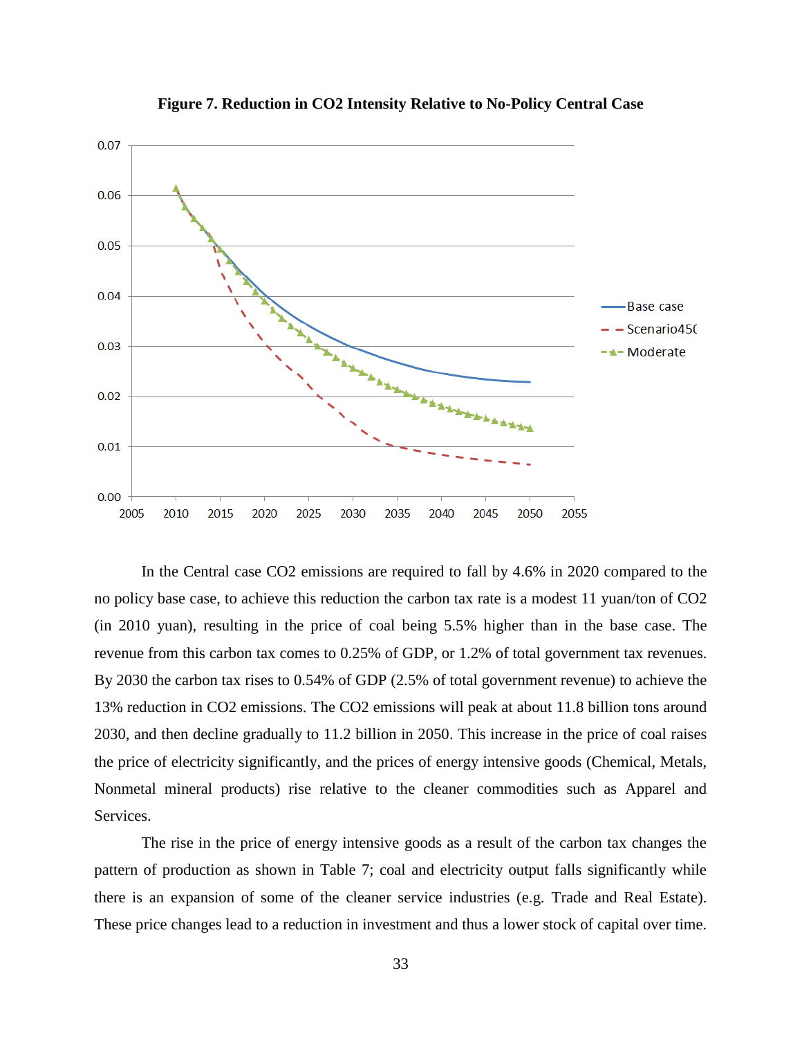**Figure 7. Reduction in CO2 Intensity Relative to No-Policy Central Case**

In the Central case CO2 emissions are required to fall by 4.6% in 2020 compared to the no policy base case, to achieve this reduction the carbon tax rate is a modest 11 yuan/ton of CO2 (in 2010 yuan), resulting in the price of coal being 5.5% higher than in the base case. The revenue from this carbon tax comes to 0.25% of GDP, or 1.2% of total government tax revenues. By 2030 the carbon tax rises to 0.54% of GDP (2.5% of total government revenue) to achieve the 13% reduction in CO2 emissions. The CO2 emissions will peak at about 11.8 billion tons around 2030, and then decline gradually to 11.2 billion in 2050. This increase in the price of coal raises the price of electricity significantly, and the prices of energy intensive goods (Chemical, Metals, Nonmetal mineral products) rise relative to the cleaner commodities such as Apparel and Services.

The rise in the price of energy intensive goods as a result of the carbon tax changes the pattern of production as shown in Table 7; coal and electricity output falls significantly while there is an expansion of some of the cleaner service industries (e.g. Trade and Real Estate). These price changes lead to a reduction in investment and thus a lower stock of capital over time.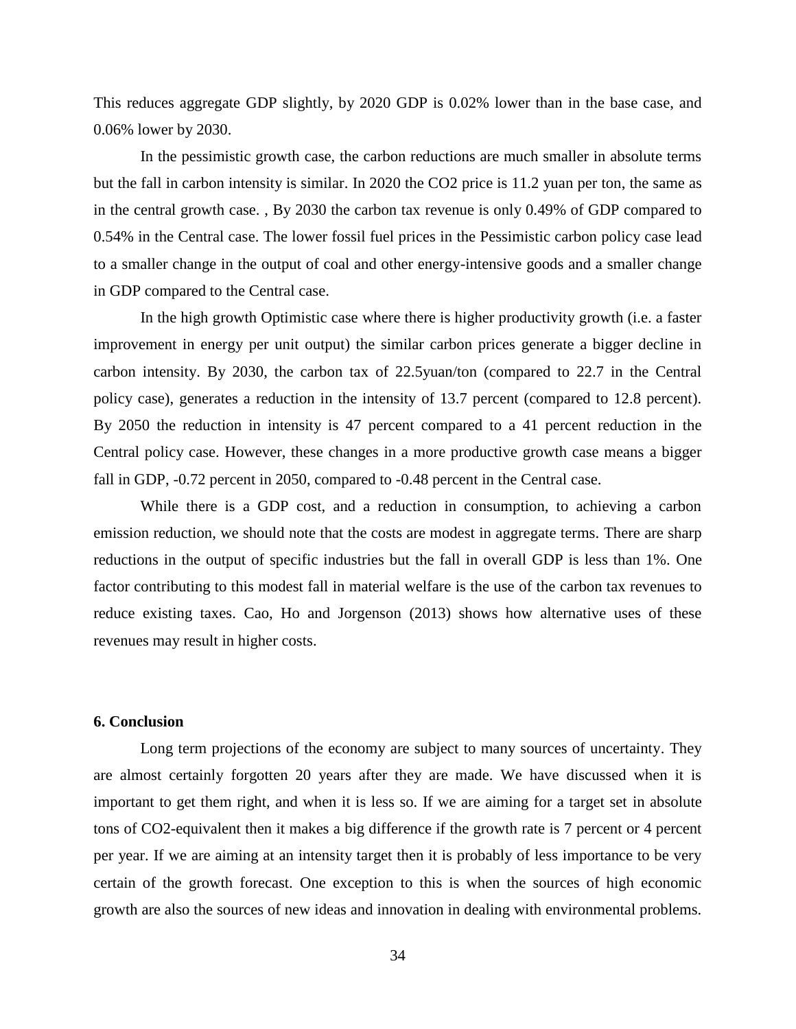This reduces aggregate GDP slightly, by 2020 GDP is 0.02% lower than in the base case, and 0.06% lower by 2030.

In the pessimistic growth case, the carbon reductions are much smaller in absolute terms but the fall in carbon intensity is similar. In 2020 the CO2 price is 11.2 yuan per ton, the same as in the central growth case. , By 2030 the carbon tax revenue is only 0.49% of GDP compared to 0.54% in the Central case. The lower fossil fuel prices in the Pessimistic carbon policy case lead to a smaller change in the output of coal and other energy-intensive goods and a smaller change in GDP compared to the Central case.

In the high growth Optimistic case where there is higher productivity growth (i.e. a faster improvement in energy per unit output) the similar carbon prices generate a bigger decline in carbon intensity. By 2030, the carbon tax of 22.5yuan/ton (compared to 22.7 in the Central policy case), generates a reduction in the intensity of 13.7 percent (compared to 12.8 percent). By 2050 the reduction in intensity is 47 percent compared to a 41 percent reduction in the Central policy case. However, these changes in a more productive growth case means a bigger fall in GDP, -0.72 percent in 2050, compared to -0.48 percent in the Central case.

While there is a GDP cost, and a reduction in consumption, to achieving a carbon emission reduction, we should note that the costs are modest in aggregate terms. There are sharp reductions in the output of specific industries but the fall in overall GDP is less than 1%. One factor contributing to this modest fall in material welfare is the use of the carbon tax revenues to reduce existing taxes. Cao, Ho and Jorgenson (2013) shows how alternative uses of these revenues may result in higher costs.

**6. Conclusion**

Long term projections of the economy are subject to many sources of uncertainty. They are almost certainly forgotten 20 years after they are made. We have discussed when it is important to get them right, and when it is less so. If we are aiming for a target set in absolute tons of CO2-equivalent then it makes a big difference if the growth rate is 7 percent or 4 percent per year. If we are aiming at an intensity target then it is probably of less importance to be very certain of the growth forecast. One exception to this is when the sources of high economic growth are also the sources of new ideas and innovation in dealing with environmental problems.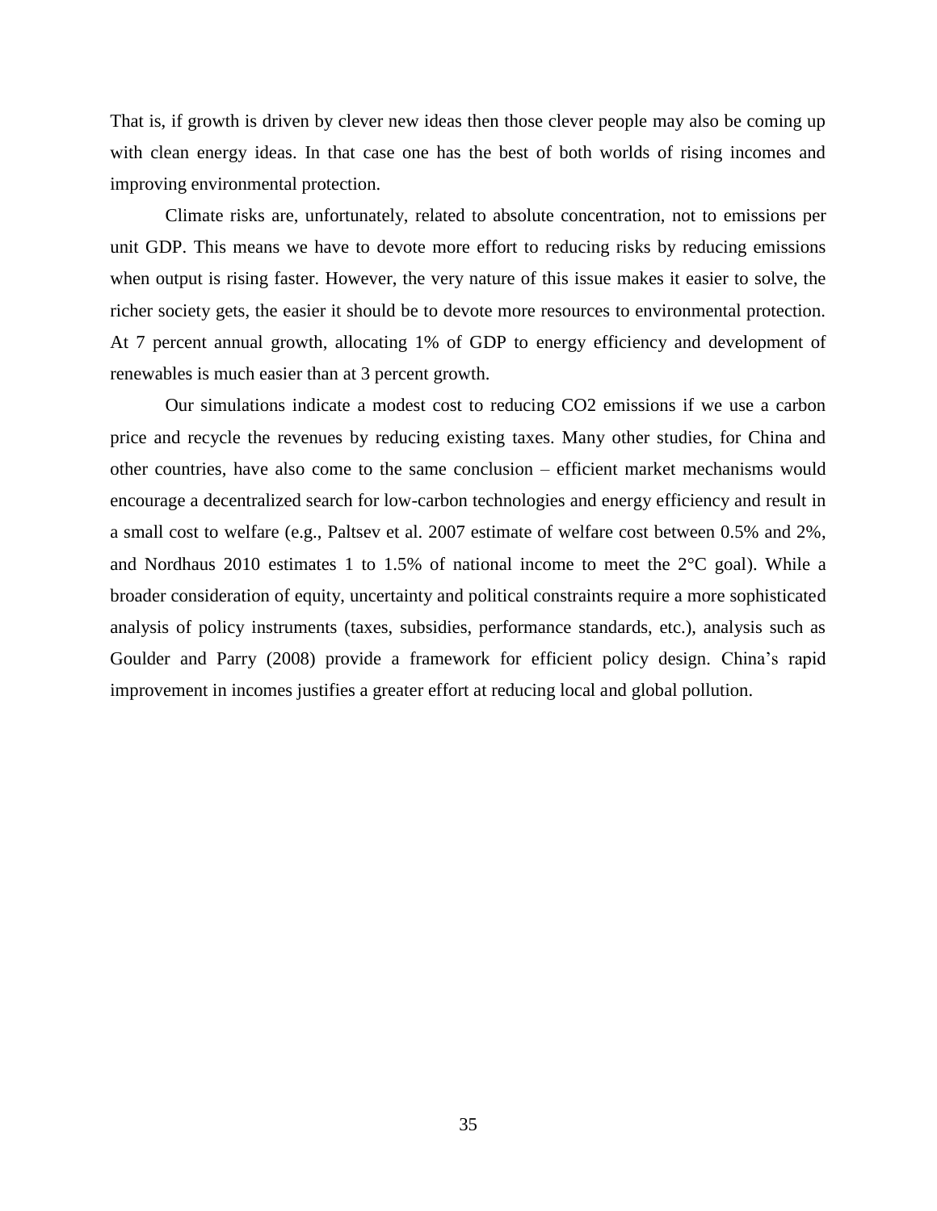That is, if growth is driven by clever new ideas then those clever people may also be coming up with clean energy ideas. In that case one has the best of both worlds of rising incomes and improving environmental protection.

Climate risks are, unfortunately, related to absolute concentration, not to emissions per unit GDP. This means we have to devote more effort to reducing risks by reducing emissions when output is rising faster. However, the very nature of this issue makes it easier to solve, the richer society gets, the easier it should be to devote more resources to environmental protection. At 7 percent annual growth, allocating 1% of GDP to energy efficiency and development of renewables is much easier than at 3 percent growth.

Our simulations indicate a modest cost to reducing $CO_2$ emissions if we use a carbon price and recycle the revenues by reducing existing taxes. Many other studies, for China and other countries, have also come to the same conclusion – efficient market mechanisms would encourage a decentralized search for low-carbon technologies and energy efficiency and result in a small cost to welfare (e.g., Paltsev et al. 2007 estimate of welfare cost between 0.5% and 2%, and Nordhaus 2010 estimates 1 to 1.5% of national income to meet the 2°C goal). While a broader consideration of equity, uncertainty and political constraints require a more sophisticated analysis of policy instruments (taxes, subsidies, performance standards, etc.), analysis such as Goulder and Parry (2008) provide a framework for efficient policy design. China's rapid improvement in incomes justifies a greater effort at reducing local and global pollution.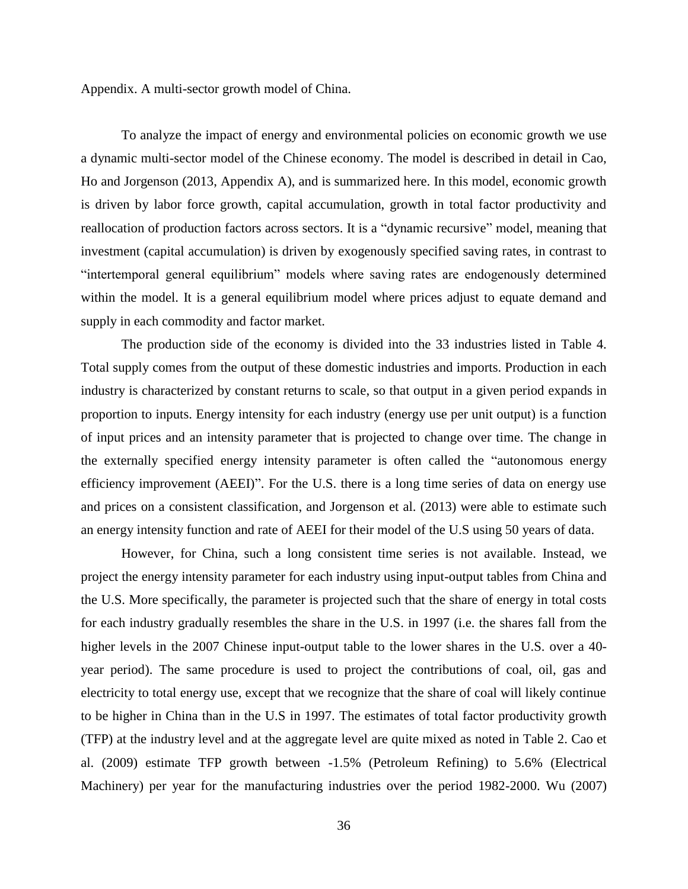Appendix. A multi-sector growth model of China.

To analyze the impact of energy and environmental policies on economic growth we use a dynamic multi-sector model of the Chinese economy. The model is described in detail in Cao, Ho and Jorgenson (2013, Appendix A), and is summarized here. In this model, economic growth is driven by labor force growth, capital accumulation, growth in total factor productivity and reallocation of production factors across sectors. It is a "dynamic recursive" model, meaning that investment (capital accumulation) is driven by exogenously specified saving rates, in contrast to "intertemporal general equilibrium" models where saving rates are endogenously determined within the model. It is a general equilibrium model where prices adjust to equate demand and supply in each commodity and factor market.

The production side of the economy is divided into the 33 industries listed in Table 4. Total supply comes from the output of these domestic industries and imports. Production in each industry is characterized by constant returns to scale, so that output in a given period expands in proportion to inputs. Energy intensity for each industry (energy use per unit output) is a function of input prices and an intensity parameter that is projected to change over time. The change in the externally specified energy intensity parameter is often called the "autonomous energy efficiency improvement (AEEI)". For the U.S. there is a long time series of data on energy use and prices on a consistent classification, and Jorgenson et al. (2013) were able to estimate such an energy intensity function and rate of AEEI for their model of the U.S using 50 years of data.

However, for China, such a long consistent time series is not available. Instead, we project the energy intensity parameter for each industry using input-output tables from China and the U.S. More specifically, the parameter is projected such that the share of energy in total costs for each industry gradually resembles the share in the U.S. in 1997 (i.e. the shares fall from the higher levels in the 2007 Chinese input-output table to the lower shares in the U.S. over a 40-year period). The same procedure is used to project the contributions of coal, oil, gas and electricity to total energy use, except that we recognize that the share of coal will likely continue to be higher in China than in the U.S in 1997. The estimates of total factor productivity growth (TFP) at the industry level and at the aggregate level are quite mixed as noted in Table 2. Cao et al. (2009) estimate TFP growth between -1.5% (Petroleum Refining) to 5.6% (Electrical Machinery) per year for the manufacturing industries over the period 1982-2000. Wu (2007)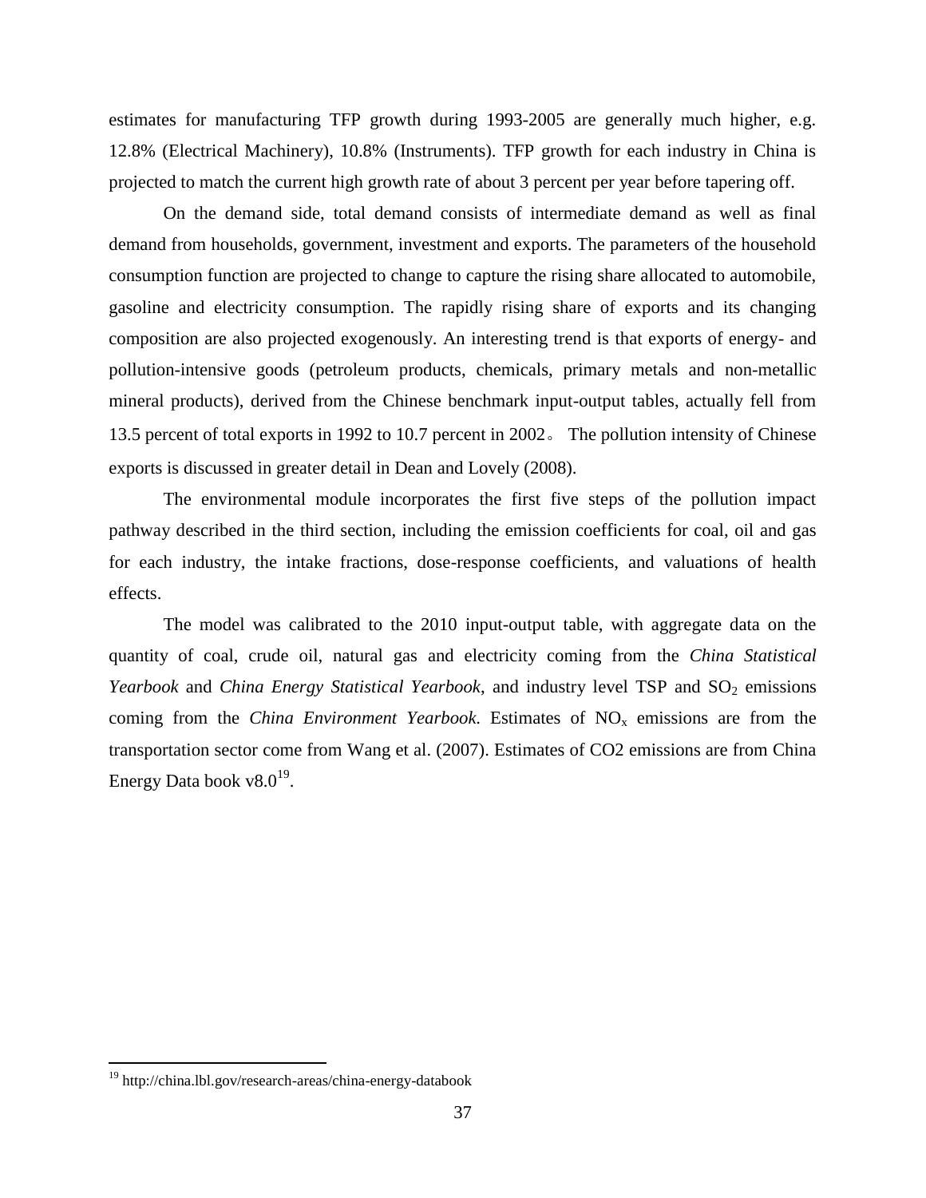estimates for manufacturing TFP growth during 1993-2005 are generally much higher, e.g. 12.8% (Electrical Machinery), 10.8% (Instruments). TFP growth for each industry in China is projected to match the current high growth rate of about 3 percent per year before tapering off.

On the demand side, total demand consists of intermediate demand as well as final demand from households, government, investment and exports. The parameters of the household consumption function are projected to change to capture the rising share allocated to automobile, gasoline and electricity consumption. The rapidly rising share of exports and its changing composition are also projected exogenously. An interesting trend is that exports of energy- and pollution-intensive goods (petroleum products, chemicals, primary metals and non-metallic mineral products), derived from the Chinese benchmark input-output tables, actually fell from 13.5 percent of total exports in 1992 to 10.7 percent in 2002。 The pollution intensity of Chinese exports is discussed in greater detail in Dean and Lovely (2008).

The environmental module incorporates the first five steps of the pollution impact pathway described in the third section, including the emission coefficients for coal, oil and gas for each industry, the intake fractions, dose-response coefficients, and valuations of health effects.

The model was calibrated to the 2010 input-output table, with aggregate data on the quantity of coal, crude oil, natural gas and electricity coming from the *China Statistical Yearbook* and *China Energy Statistical Yearbook*, and industry level TSP and $SO_2$ emissions coming from the *China Environment Yearbook.* Estimates of $NO_x$ emissions are from the transportation sector come from Wang et al. (2007). Estimates of CO2 emissions are from China Energy Data book v8.0[19].

[19] http://china.lbl.gov/research-areas/china-energy-databook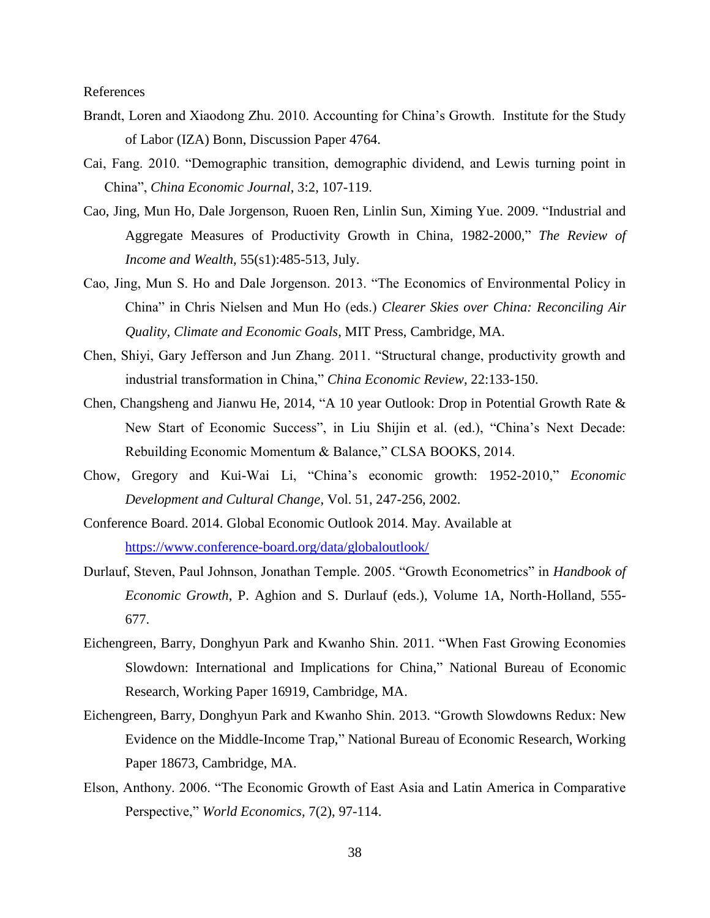References

Brandt, Loren and Xiaodong Zhu. 2010. Accounting for China's Growth. Institute for the Study of Labor (IZA) Bonn, Discussion Paper 4764.

Cai, Fang. 2010. "Demographic transition, demographic dividend, and Lewis turning point in China", *China Economic Journal*, 3:2, 107-119.

Cao, Jing, Mun Ho, Dale Jorgenson, Ruoen Ren, Linlin Sun, Ximing Yue. 2009. "Industrial and Aggregate Measures of Productivity Growth in China, 1982-2000," *The Review of Income and Wealth*, 55(s1):485-513, July.

Cao, Jing, Mun S. Ho and Dale Jorgenson. 2013. "The Economics of Environmental Policy in China" in Chris Nielsen and Mun Ho (eds.) *Clearer Skies over China: Reconciling Air Quality, Climate and Economic Goals*, MIT Press, Cambridge, MA.

Chen, Shiyi, Gary Jefferson and Jun Zhang. 2011. "Structural change, productivity growth and industrial transformation in China," *China Economic Review*, 22:133-150.

Chen, Changsheng and Jianwu He, 2014, "A 10 year Outlook: Drop in Potential Growth Rate & New Start of Economic Success", in Liu Shijin et al. (ed.), "China's Next Decade: Rebuilding Economic Momentum & Balance," CLSA BOOKS, 2014.

Chow, Gregory and Kui-Wai Li, "China's economic growth: 1952-2010," *Economic Development and Cultural Change*, Vol. 51, 247-256, 2002.

Conference Board. 2014. Global Economic Outlook 2014. May. Available at https://www.conference-board.org/data/globaloutlook/

Durlauf, Steven, Paul Johnson, Jonathan Temple. 2005. "Growth Econometrics" in *Handbook of Economic Growth*, P. Aghion and S. Durlauf (eds.), Volume 1A, North-Holland, 555-677.

Eichengreen, Barry, Donghyun Park and Kwanho Shin. 2011. "When Fast Growing Economies Slowdown: International and Implications for China," National Bureau of Economic Research, Working Paper 16919, Cambridge, MA.

Eichengreen, Barry, Donghyun Park and Kwanho Shin. 2013. "Growth Slowdowns Redux: New Evidence on the Middle-Income Trap," National Bureau of Economic Research, Working Paper 18673, Cambridge, MA.

Elson, Anthony. 2006. "The Economic Growth of East Asia and Latin America in Comparative Perspective," *World Economics*, 7(2), 97-114.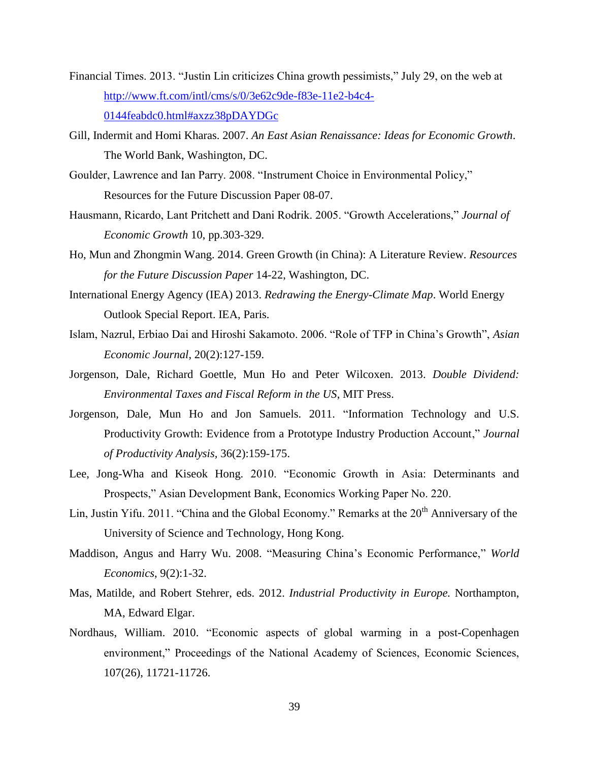Financial Times. 2013. "Justin Lin criticizes China growth pessimists," July 29, on the web at http://www.ft.com/intl/cms/s/0/3e62c9de-f83e-11e2-b4c4-0144feabdc0.html#axzz38pDAYDGc

Gill, Indermit and Homi Kharas. 2007. *An East Asian Renaissance: Ideas for Economic Growth*. The World Bank, Washington, DC.

Goulder, Lawrence and Ian Parry. 2008. "Instrument Choice in Environmental Policy," Resources for the Future Discussion Paper 08-07.

Hausmann, Ricardo, Lant Pritchett and Dani Rodrik. 2005. "Growth Accelerations," *Journal of Economic Growth* 10, pp.303-329.

Ho, Mun and Zhongmin Wang. 2014. Green Growth (in China): A Literature Review. *Resources for the Future Discussion Paper* 14-22, Washington, DC.

International Energy Agency (IEA) 2013. *Redrawing the Energy-Climate Map*. World Energy Outlook Special Report. IEA, Paris.

Islam, Nazrul, Erbiao Dai and Hiroshi Sakamoto. 2006. "Role of TFP in China's Growth", *Asian Economic Journal*, 20(2):127-159.

Jorgenson, Dale, Richard Goettle, Mun Ho and Peter Wilcoxen. 2013. *Double Dividend: Environmental Taxes and Fiscal Reform in the US*, MIT Press.

Jorgenson, Dale, Mun Ho and Jon Samuels. 2011. "Information Technology and U.S. Productivity Growth: Evidence from a Prototype Industry Production Account," *Journal of Productivity Analysis*, 36(2):159-175.

Lee, Jong-Wha and Kiseok Hong. 2010. "Economic Growth in Asia: Determinants and Prospects," Asian Development Bank, Economics Working Paper No. 220.

Lin, Justin Yifu. 2011. "China and the Global Economy." Remarks at the 20th Anniversary of the University of Science and Technology, Hong Kong.

Maddison, Angus and Harry Wu. 2008. "Measuring China's Economic Performance," *World Economics*, 9(2):1-32.

Mas, Matilde, and Robert Stehrer, eds. 2012. *Industrial Productivity in Europe.* Northampton, MA, Edward Elgar.

Nordhaus, William. 2010. "Economic aspects of global warming in a post-Copenhagen environment," Proceedings of the National Academy of Sciences, Economic Sciences, 107(26), 11721-11726.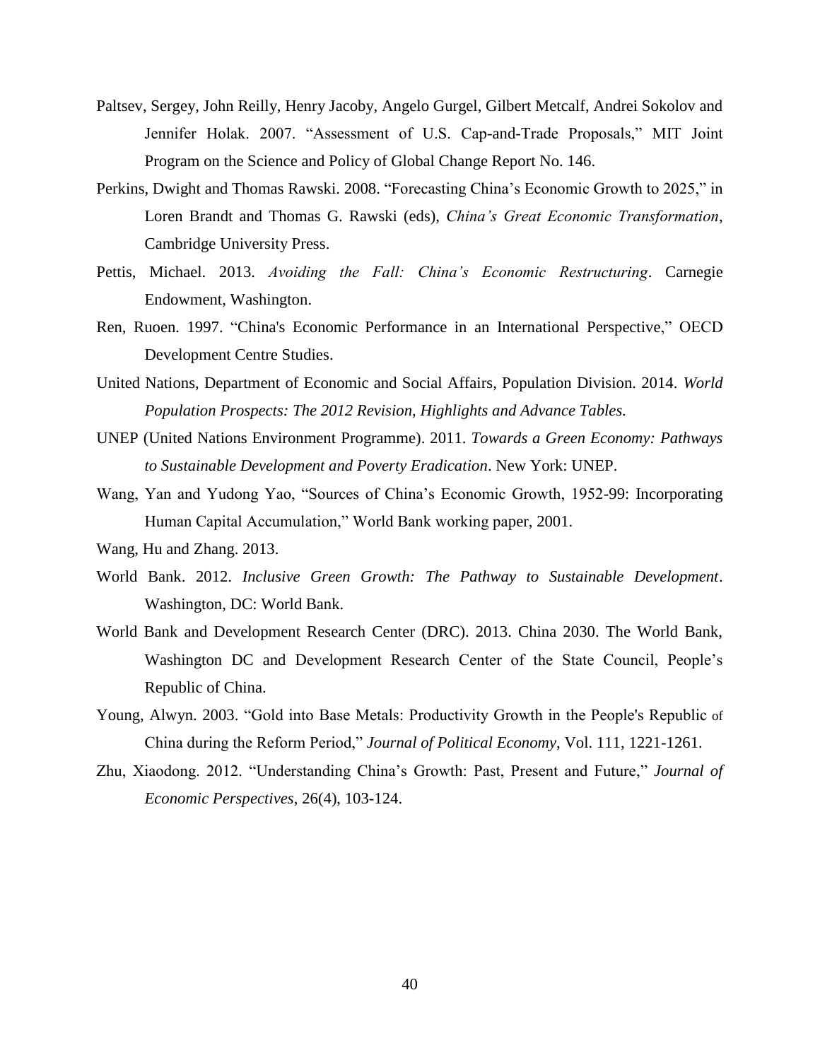Paltsev, Sergey, John Reilly, Henry Jacoby, Angelo Gurgel, Gilbert Metcalf, Andrei Sokolov and Jennifer Holak. 2007. "Assessment of U.S. Cap-and-Trade Proposals," MIT Joint Program on the Science and Policy of Global Change Report No. 146.

Perkins, Dwight and Thomas Rawski. 2008. "Forecasting China's Economic Growth to 2025," in Loren Brandt and Thomas G. Rawski (eds), *China's Great Economic Transformation*, Cambridge University Press.

Pettis, Michael. 2013. *Avoiding the Fall: China's Economic Restructuring*. Carnegie Endowment, Washington.

Ren, Ruoen. 1997. "China's Economic Performance in an International Perspective," OECD Development Centre Studies.

United Nations, Department of Economic and Social Affairs, Population Division. 2014. *World Population Prospects: The 2012 Revision, Highlights and Advance Tables.*

UNEP (United Nations Environment Programme). 2011. *Towards a Green Economy: Pathways to Sustainable Development and Poverty Eradication*. New York: UNEP.

Wang, Yan and Yudong Yao, "Sources of China's Economic Growth, 1952-99: Incorporating Human Capital Accumulation," World Bank working paper, 2001.

Wang, Hu and Zhang. 2013.

World Bank. 2012. *Inclusive Green Growth: The Pathway to Sustainable Development*. Washington, DC: World Bank.

World Bank and Development Research Center (DRC). 2013. China 2030. The World Bank, Washington DC and Development Research Center of the State Council, People's Republic of China.

Young, Alwyn. 2003. "Gold into Base Metals: Productivity Growth in the People's Republic of China during the Reform Period," *Journal of Political Economy*, Vol. 111, 1221-1261.

Zhu, Xiaodong. 2012. "Understanding China's Growth: Past, Present and Future," *Journal of Economic Perspectives*, 26(4), 103-124.